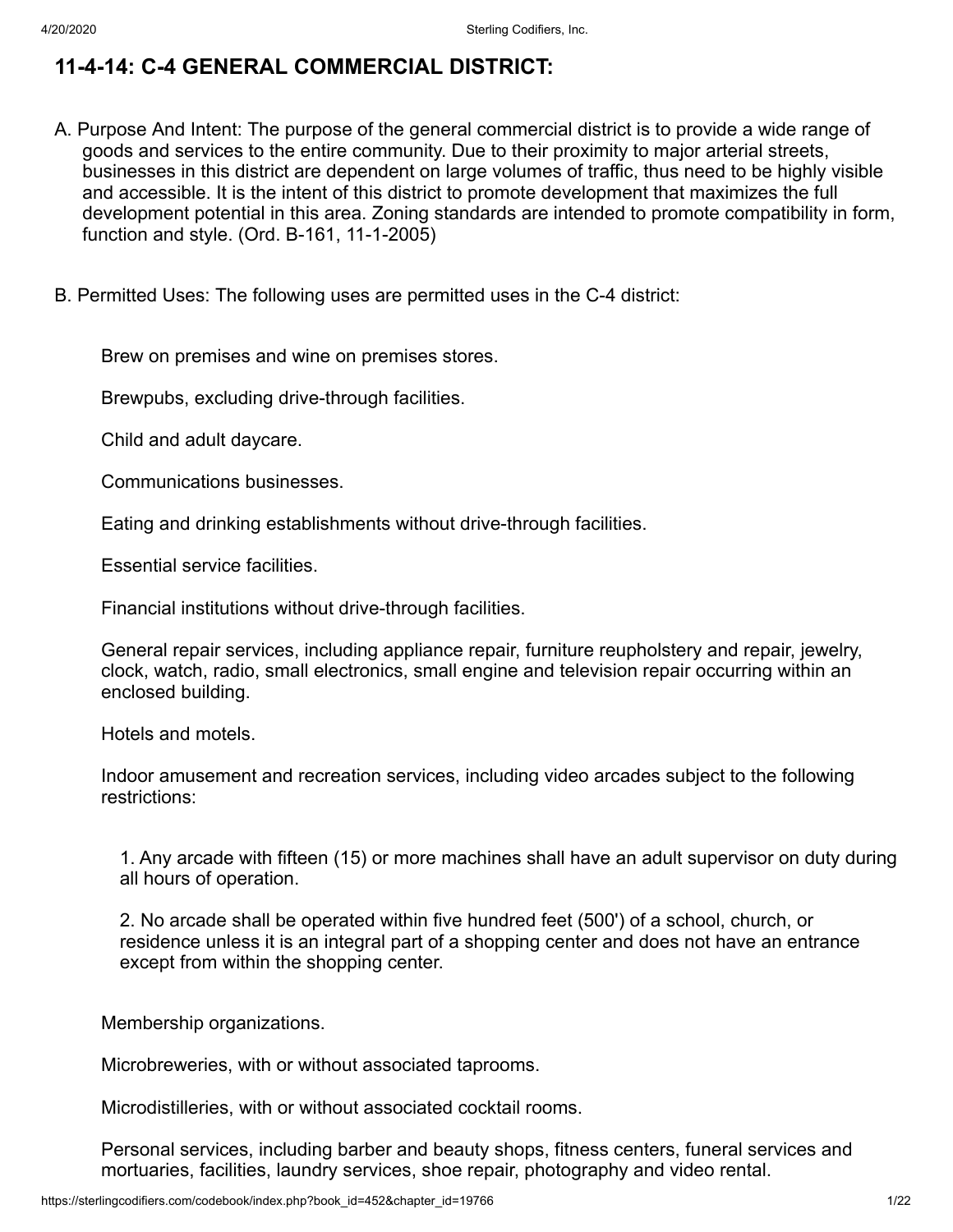# 11-4-14: C-4 GENERAL COMMERCIAL DISTRICT:

A. Purpose And Intent: The purpose of the general commercial district is to provide a wide range of goods and services to the entire community. Due to their proximity to major arterial streets, businesses in this district are dependent on large volumes of traffic, thus need to be highly visible and accessible. It is the intent of this district to promote development that maximizes the full development potential in this area. Zoning standards are intended to promote compatibility in form, function and style. (Ord. B-161, 11-1-2005)

B. Permitted Uses: The following uses are permitted uses in the C-4 district:

Brew on premises and wine on premises stores.

Brewpubs, excluding drive-through facilities.

Child and adult daycare.

Communications businesses.

Eating and drinking establishments without drive-through facilities.

Essential service facilities.

Financial institutions without drive-through facilities.

General repair services, including appliance repair, furniture reupholstery and repair, jewelry, clock, watch, radio, small electronics, small engine and television repair occurring within an enclosed building.

Hotels and motels.

Indoor amusement and recreation services, including video arcades subject to the following restrictions:

1. Any arcade with fifteen (15) or more machines shall have an adult supervisor on duty during all hours of operation.

2. No arcade shall be operated within five hundred feet (500') of a school, church, or residence unless it is an integral part of a shopping center and does not have an entrance except from within the shopping center.

Membership organizations.

Microbreweries, with or without associated taprooms.

Microdistilleries, with or without associated cocktail rooms.

Personal services, including barber and beauty shops, fitness centers, funeral services and mortuaries, facilities, laundry services, shoe repair, photography and video rental.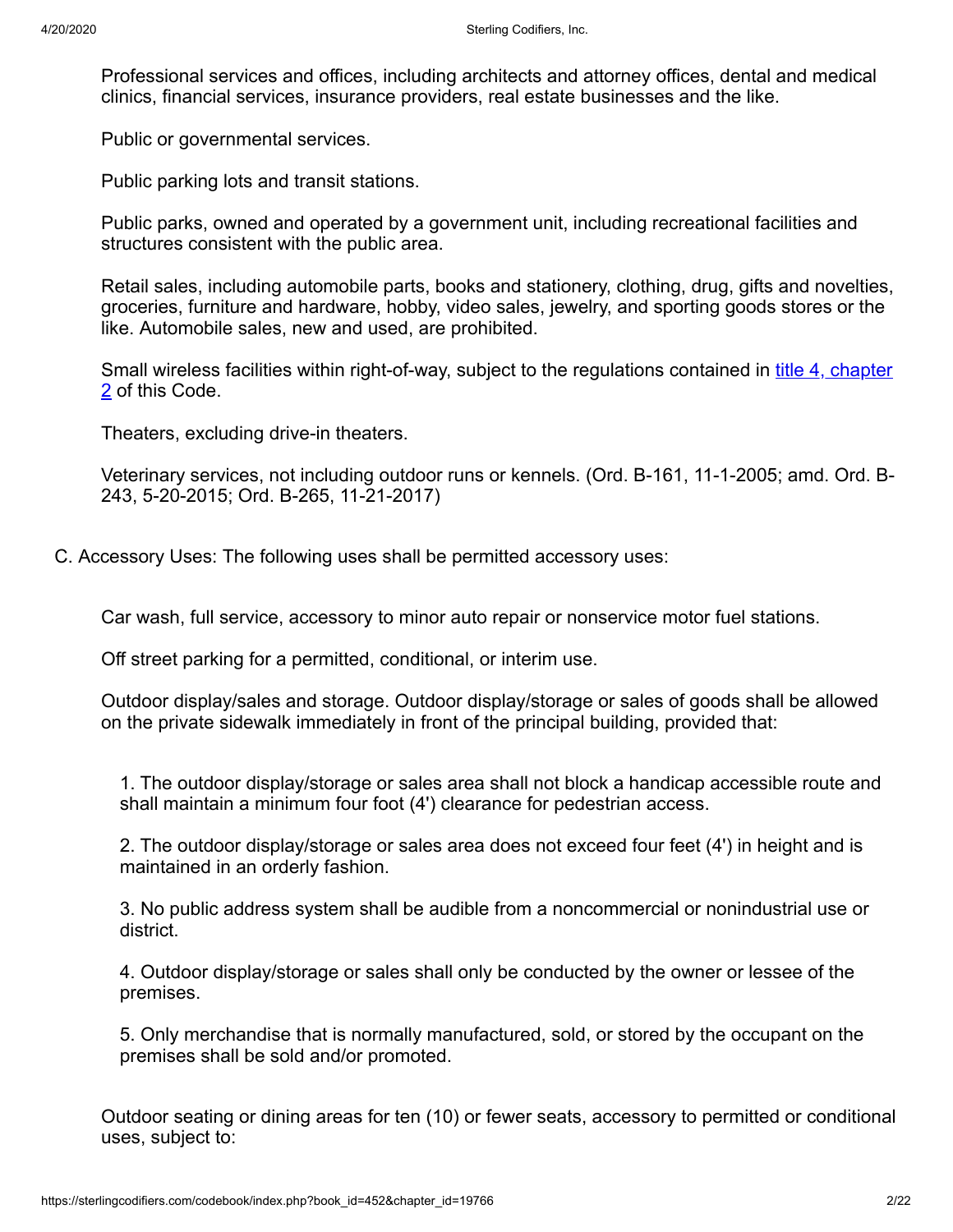Professional services and offices, including architects and attorney offices, dental and medical clinics, financial services, insurance providers, real estate businesses and the like.

Public or governmental services.

Public parking lots and transit stations.

Public parks, owned and operated by a government unit, including recreational facilities and structures consistent with the public area.

Retail sales, including automobile parts, books and stationery, clothing, drug, gifts and novelties, groceries, furniture and hardware, hobby, video sales, jewelry, and sporting goods stores or the like. Automobile sales, new and used, are prohibited.

Small wireless facilities within right-of-way, subject to the regulations contained in title 4, chapter 2 of this Code.

Theaters, excluding drive-in theaters.

Veterinary services, not including outdoor runs or kennels. (Ord. B-161, 11-1-2005; amd. Ord. B-243, 5-20-2015; Ord. B-265, 11-21-2017)

C. Accessory Uses: The following uses shall be permitted accessory uses:

Car wash, full service, accessory to minor auto repair or nonservice motor fuel stations.

Off street parking for a permitted, conditional, or interim use.

Outdoor display/sales and storage. Outdoor display/storage or sales of goods shall be allowed on the private sidewalk immediately in front of the principal building, provided that:

1. The outdoor display/storage or sales area shall not block a handicap accessible route and shall maintain a minimum four foot (4') clearance for pedestrian access.

2. The outdoor display/storage or sales area does not exceed four feet (4') in height and is maintained in an orderly fashion.

3. No public address system shall be audible from a noncommercial or nonindustrial use or district.

4. Outdoor display/storage or sales shall only be conducted by the owner or lessee of the premises.

5. Only merchandise that is normally manufactured, sold, or stored by the occupant on the premises shall be sold and/or promoted.

Outdoor seating or dining areas for ten (10) or fewer seats, accessory to permitted or conditional uses, subject to: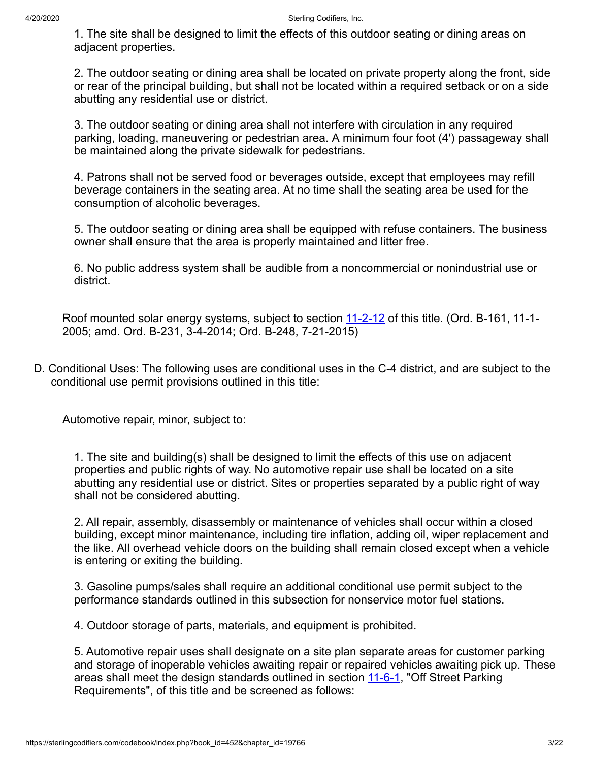1. The site shall be designed to limit the effects of this outdoor seating or dining areas on adjacent properties.

2. The outdoor seating or dining area shall be located on private property along the front, side or rear of the principal building, but shall not be located within a required setback or on a side abutting any residential use or district.

3. The outdoor seating or dining area shall not interfere with circulation in any required parking, loading, maneuvering or pedestrian area. A minimum four foot (4') passageway shall be maintained along the private sidewalk for pedestrians.

4. Patrons shall not be served food or beverages outside, except that employees may refill beverage containers in the seating area. At no time shall the seating area be used for the consumption of alcoholic beverages.

5. The outdoor seating or dining area shall be equipped with refuse containers. The business owner shall ensure that the area is properly maintained and litter free.

6. No public address system shall be audible from a noncommercial or nonindustrial use or district.

Roof mounted solar energy systems, subject to section 11-2-12 of this title. (Ord. B-161, 11-1-2005; amd. Ord. B-231, 3-4-2014; Ord. B-248, 7-21-2015)

D. Conditional Uses: The following uses are conditional uses in the C-4 district, and are subject to the conditional use permit provisions outlined in this title:

Automotive repair, minor, subject to:

1. The site and building(s) shall be designed to limit the effects of this use on adjacent properties and public rights of way. No automotive repair use shall be located on a site abutting any residential use or district. Sites or properties separated by a public right of way shall not be considered abutting.

2. All repair, assembly, disassembly or maintenance of vehicles shall occur within a closed building, except minor maintenance, including tire inflation, adding oil, wiper replacement and the like. All overhead vehicle doors on the building shall remain closed except when a vehicle is entering or exiting the building.

3. Gasoline pumps/sales shall require an additional conditional use permit subject to the performance standards outlined in this subsection for nonservice motor fuel stations.

4. Outdoor storage of parts, materials, and equipment is prohibited.

5. Automotive repair uses shall designate on a site plan separate areas for customer parking and storage of inoperable vehicles awaiting repair or repaired vehicles awaiting pick up. These areas shall meet the design standards outlined in section 11-6-1, "Off Street Parking Requirements", of this title and be screened as follows: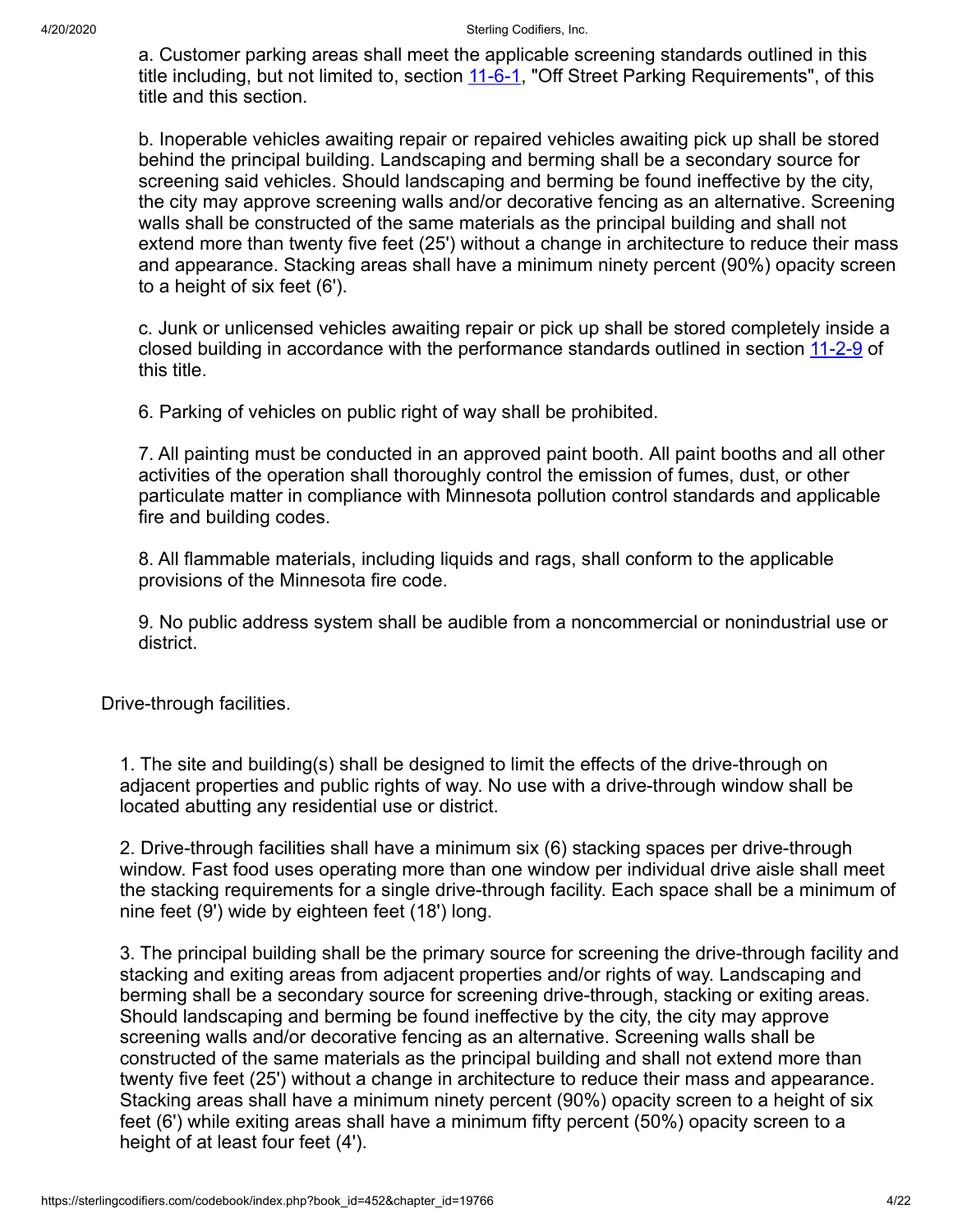a. Customer parking areas shall meet the applicable screening standards outlined in this title including, but not limited to, section 11-6-1, "Off Street Parking Requirements", of this title and this section.

b. Inoperable vehicles awaiting repair or repaired vehicles awaiting pick up shall be stored behind the principal building. Landscaping and berming shall be a secondary source for screening said vehicles. Should landscaping and berming be found ineffective by the city, the city may approve screening walls and/or decorative fencing as an alternative. Screening walls shall be constructed of the same materials as the principal building and shall not extend more than twenty five feet (25') without a change in architecture to reduce their mass and appearance. Stacking areas shall have a minimum ninety percent (90%) opacity screen to a height of six feet (6').

c. Junk or unlicensed vehicles awaiting repair or pick up shall be stored completely inside a closed building in accordance with the performance standards outlined in section 11-2-9 of this title.

6. Parking of vehicles on public right of way shall be prohibited.

7. All painting must be conducted in an approved paint booth. All paint booths and all other activities of the operation shall thoroughly control the emission of fumes, dust, or other particulate matter in compliance with Minnesota pollution control standards and applicable fire and building codes.

8. All flammable materials, including liquids and rags, shall conform to the applicable provisions of the Minnesota fire code.

9. No public address system shall be audible from a noncommercial or nonindustrial use or district.

Drive-through facilities.

1. The site and building(s) shall be designed to limit the effects of the drive-through on adjacent properties and public rights of way. No use with a drive-through window shall be located abutting any residential use or district.

2. Drive-through facilities shall have a minimum six (6) stacking spaces per drive-through window. Fast food uses operating more than one window per individual drive aisle shall meet the stacking requirements for a single drive-through facility. Each space shall be a minimum of nine feet (9') wide by eighteen feet (18') long.

3. The principal building shall be the primary source for screening the drive-through facility and stacking and exiting areas from adjacent properties and/or rights of way. Landscaping and berming shall be a secondary source for screening drive-through, stacking or exiting areas. Should landscaping and berming be found ineffective by the city, the city may approve screening walls and/or decorative fencing as an alternative. Screening walls shall be constructed of the same materials as the principal building and shall not extend more than twenty five feet (25') without a change in architecture to reduce their mass and appearance. Stacking areas shall have a minimum ninety percent (90%) opacity screen to a height of six feet (6') while exiting areas shall have a minimum fifty percent (50%) opacity screen to a height of at least four feet (4').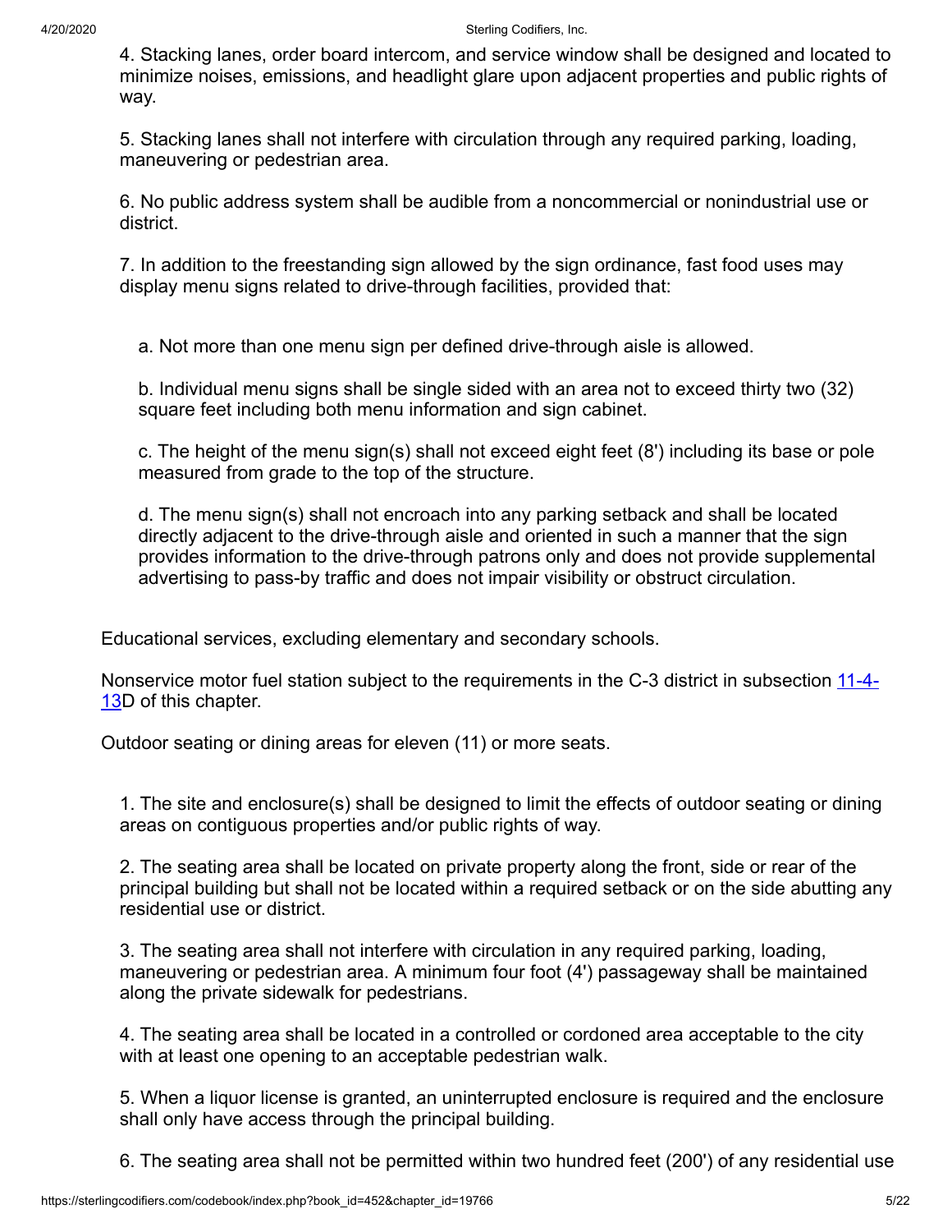4. Stacking lanes, order board intercom, and service window shall be designed and located to minimize noises, emissions, and headlight glare upon adjacent properties and public rights of way.

5. Stacking lanes shall not interfere with circulation through any required parking, loading, maneuvering or pedestrian area.

6. No public address system shall be audible from a noncommercial or nonindustrial use or district.

7. In addition to the freestanding sign allowed by the sign ordinance, fast food uses may display menu signs related to drive-through facilities, provided that:

a. Not more than one menu sign per defined drive-through aisle is allowed.

b. Individual menu signs shall be single sided with an area not to exceed thirty two (32) square feet including both menu information and sign cabinet.

c. The height of the menu sign(s) shall not exceed eight feet (8') including its base or pole measured from grade to the top of the structure.

d. The menu sign(s) shall not encroach into any parking setback and shall be located directly adjacent to the drive-through aisle and oriented in such a manner that the sign provides information to the drive-through patrons only and does not provide supplemental advertising to pass-by traffic and does not impair visibility or obstruct circulation.

Educational services, excluding elementary and secondary schools.

Nonservice motor fuel station subject to the requirements in the C-3 district in subsection 11-4-13D of this chapter.

Outdoor seating or dining areas for eleven (11) or more seats.

1. The site and enclosure(s) shall be designed to limit the effects of outdoor seating or dining areas on contiguous properties and/or public rights of way.

2. The seating area shall be located on private property along the front, side or rear of the principal building but shall not be located within a required setback or on the side abutting any residential use or district.

3. The seating area shall not interfere with circulation in any required parking, loading, maneuvering or pedestrian area. A minimum four foot (4') passageway shall be maintained along the private sidewalk for pedestrians.

4. The seating area shall be located in a controlled or cordoned area acceptable to the city with at least one opening to an acceptable pedestrian walk.

5. When a liquor license is granted, an uninterrupted enclosure is required and the enclosure shall only have access through the principal building.

6. The seating area shall not be permitted within two hundred feet (200') of any residential use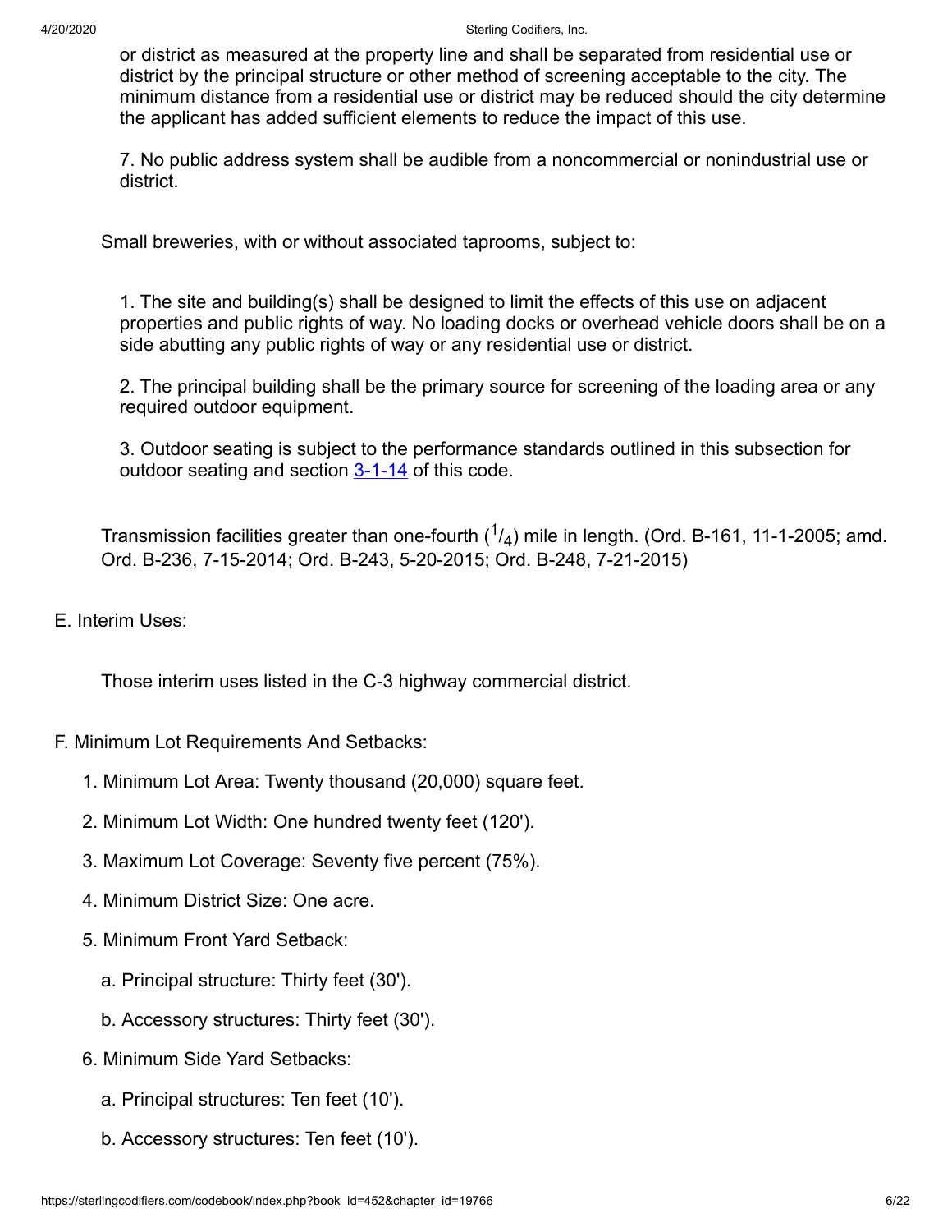or district as measured at the property line and shall be separated from residential use or district by the principal structure or other method of screening acceptable to the city. The minimum distance from a residential use or district may be reduced should the city determine the applicant has added sufficient elements to reduce the impact of this use.

7. No public address system shall be audible from a noncommercial or nonindustrial use or district.

Small breweries, with or without associated taprooms, subject to:

1. The site and building(s) shall be designed to limit the effects of this use on adjacent properties and public rights of way. No loading docks or overhead vehicle doors shall be on a side abutting any public rights of way or any residential use or district.

2. The principal building shall be the primary source for screening of the loading area or any required outdoor equipment.

3. Outdoor seating is subject to the performance standards outlined in this subsection for outdoor seating and section 3-1-14 of this code.

Transmission facilities greater than one-fourth ($^1/_4$) mile in length. (Ord. B-161, 11-1-2005; amd. Ord. B-236, 7-15-2014; Ord. B-243, 5-20-2015; Ord. B-248, 7-21-2015)

E. Interim Uses:

Those interim uses listed in the C-3 highway commercial district.

F. Minimum Lot Requirements And Setbacks:

1. Minimum Lot Area: Twenty thousand (20,000) square feet.
2. Minimum Lot Width: One hundred twenty feet (120').
3. Maximum Lot Coverage: Seventy five percent (75%).
4. Minimum District Size: One acre.
5. Minimum Front Yard Setback:
   - a. Principal structure: Thirty feet (30').
   - b. Accessory structures: Thirty feet (30').
6. Minimum Side Yard Setbacks:
   - a. Principal structures: Ten feet (10').
   - b. Accessory structures: Ten feet (10').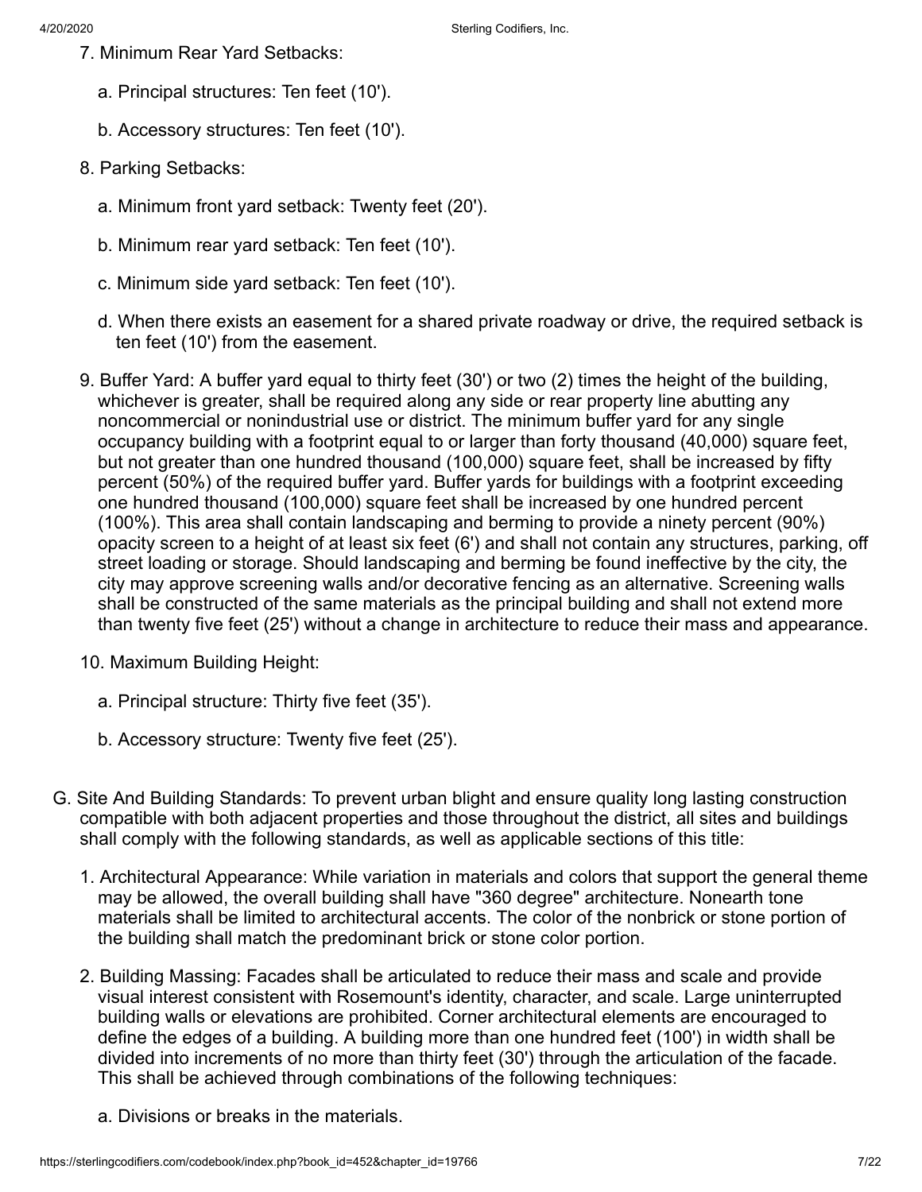7. Minimum Rear Yard Setbacks:

   a. Principal structures: Ten feet (10').

   b. Accessory structures: Ten feet (10').

8. Parking Setbacks:

   a. Minimum front yard setback: Twenty feet (20').

   b. Minimum rear yard setback: Ten feet (10').

   c. Minimum side yard setback: Ten feet (10').

   d. When there exists an easement for a shared private roadway or drive, the required setback is ten feet (10') from the easement.

9. Buffer Yard: A buffer yard equal to thirty feet (30') or two (2) times the height of the building, whichever is greater, shall be required along any side or rear property line abutting any noncommercial or nonindustrial use or district. The minimum buffer yard for any single occupancy building with a footprint equal to or larger than forty thousand (40,000) square feet, but not greater than one hundred thousand (100,000) square feet, shall be increased by fifty percent (50%) of the required buffer yard. Buffer yards for buildings with a footprint exceeding one hundred thousand (100,000) square feet shall be increased by one hundred percent (100%). This area shall contain landscaping and berming to provide a ninety percent (90%) opacity screen to a height of at least six feet (6') and shall not contain any structures, parking, off street loading or storage. Should landscaping and berming be found ineffective by the city, the city may approve screening walls and/or decorative fencing as an alternative. Screening walls shall be constructed of the same materials as the principal building and shall not extend more than twenty five feet (25') without a change in architecture to reduce their mass and appearance.

10. Maximum Building Height:

    a. Principal structure: Thirty five feet (35').

    b. Accessory structure: Twenty five feet (25').

G. Site And Building Standards: To prevent urban blight and ensure quality long lasting construction compatible with both adjacent properties and those throughout the district, all sites and buildings shall comply with the following standards, as well as applicable sections of this title:

1. Architectural Appearance: While variation in materials and colors that support the general theme may be allowed, the overall building shall have "360 degree" architecture. Nonearth tone materials shall be limited to architectural accents. The color of the nonbrick or stone portion of the building shall match the predominant brick or stone color portion.

2. Building Massing: Facades shall be articulated to reduce their mass and scale and provide visual interest consistent with Rosemount's identity, character, and scale. Large uninterrupted building walls or elevations are prohibited. Corner architectural elements are encouraged to define the edges of a building. A building more than one hundred feet (100') in width shall be divided into increments of no more than thirty feet (30') through the articulation of the facade. This shall be achieved through combinations of the following techniques:

   a. Divisions or breaks in the materials.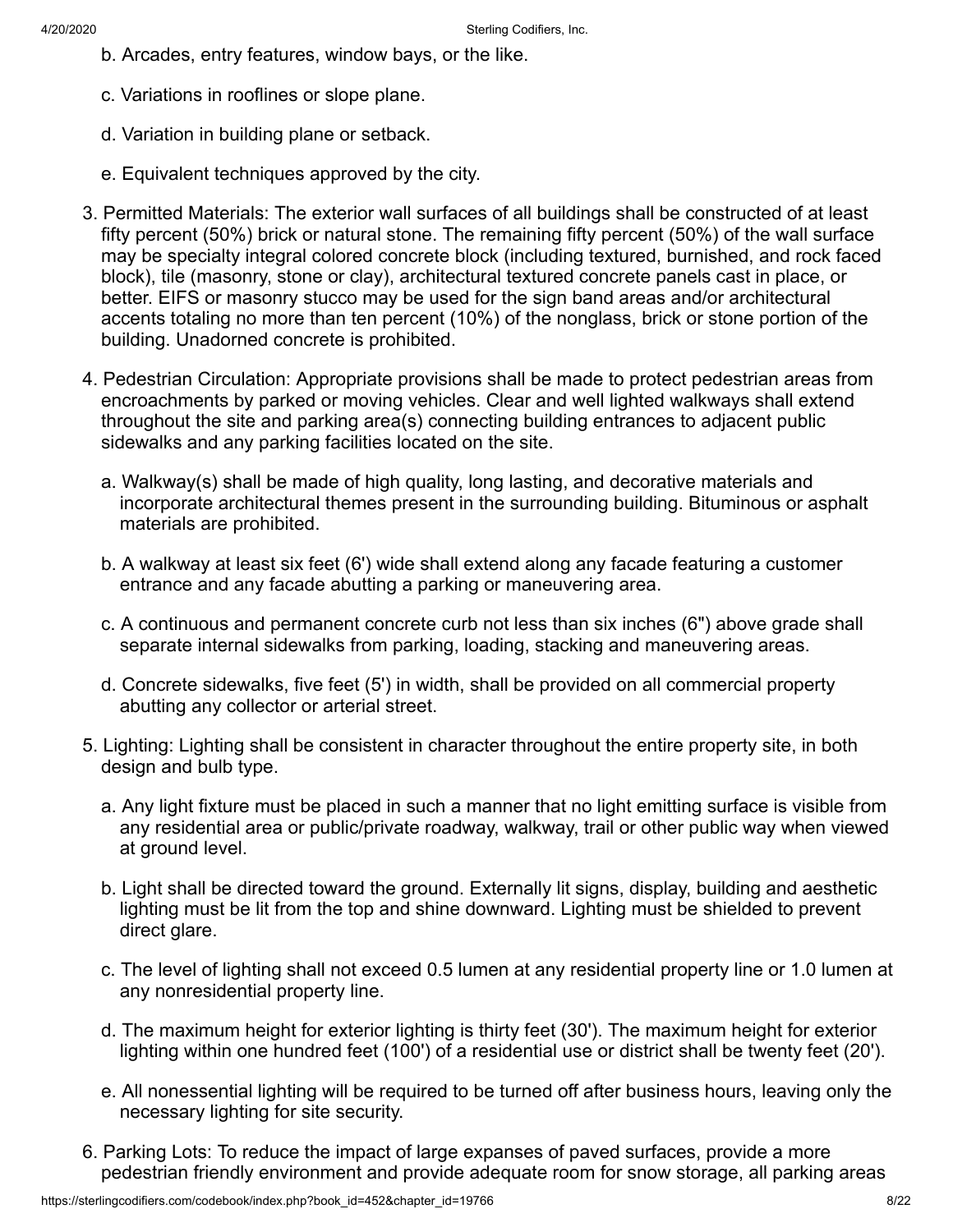b. Arcades, entry features, window bays, or the like.

c. Variations in rooflines or slope plane.

d. Variation in building plane or setback.

e. Equivalent techniques approved by the city.

3. Permitted Materials: The exterior wall surfaces of all buildings shall be constructed of at least fifty percent (50%) brick or natural stone. The remaining fifty percent (50%) of the wall surface may be specialty integral colored concrete block (including textured, burnished, and rock faced block), tile (masonry, stone or clay), architectural textured concrete panels cast in place, or better. EIFS or masonry stucco may be used for the sign band areas and/or architectural accents totaling no more than ten percent (10%) of the nonglass, brick or stone portion of the building. Unadorned concrete is prohibited.

4. Pedestrian Circulation: Appropriate provisions shall be made to protect pedestrian areas from encroachments by parked or moving vehicles. Clear and well lighted walkways shall extend throughout the site and parking area(s) connecting building entrances to adjacent public sidewalks and any parking facilities located on the site.

   a. Walkway(s) shall be made of high quality, long lasting, and decorative materials and incorporate architectural themes present in the surrounding building. Bituminous or asphalt materials are prohibited.

   b. A walkway at least six feet (6') wide shall extend along any facade featuring a customer entrance and any facade abutting a parking or maneuvering area.

   c. A continuous and permanent concrete curb not less than six inches (6") above grade shall separate internal sidewalks from parking, loading, stacking and maneuvering areas.

   d. Concrete sidewalks, five feet (5') in width, shall be provided on all commercial property abutting any collector or arterial street.

5. Lighting: Lighting shall be consistent in character throughout the entire property site, in both design and bulb type.

   a. Any light fixture must be placed in such a manner that no light emitting surface is visible from any residential area or public/private roadway, walkway, trail or other public way when viewed at ground level.

   b. Light shall be directed toward the ground. Externally lit signs, display, building and aesthetic lighting must be lit from the top and shine downward. Lighting must be shielded to prevent direct glare.

   c. The level of lighting shall not exceed 0.5 lumen at any residential property line or 1.0 lumen at any nonresidential property line.

   d. The maximum height for exterior lighting is thirty feet (30'). The maximum height for exterior lighting within one hundred feet (100') of a residential use or district shall be twenty feet (20').

   e. All nonessential lighting will be required to be turned off after business hours, leaving only the necessary lighting for site security.

6. Parking Lots: To reduce the impact of large expanses of paved surfaces, provide a more pedestrian friendly environment and provide adequate room for snow storage, all parking areas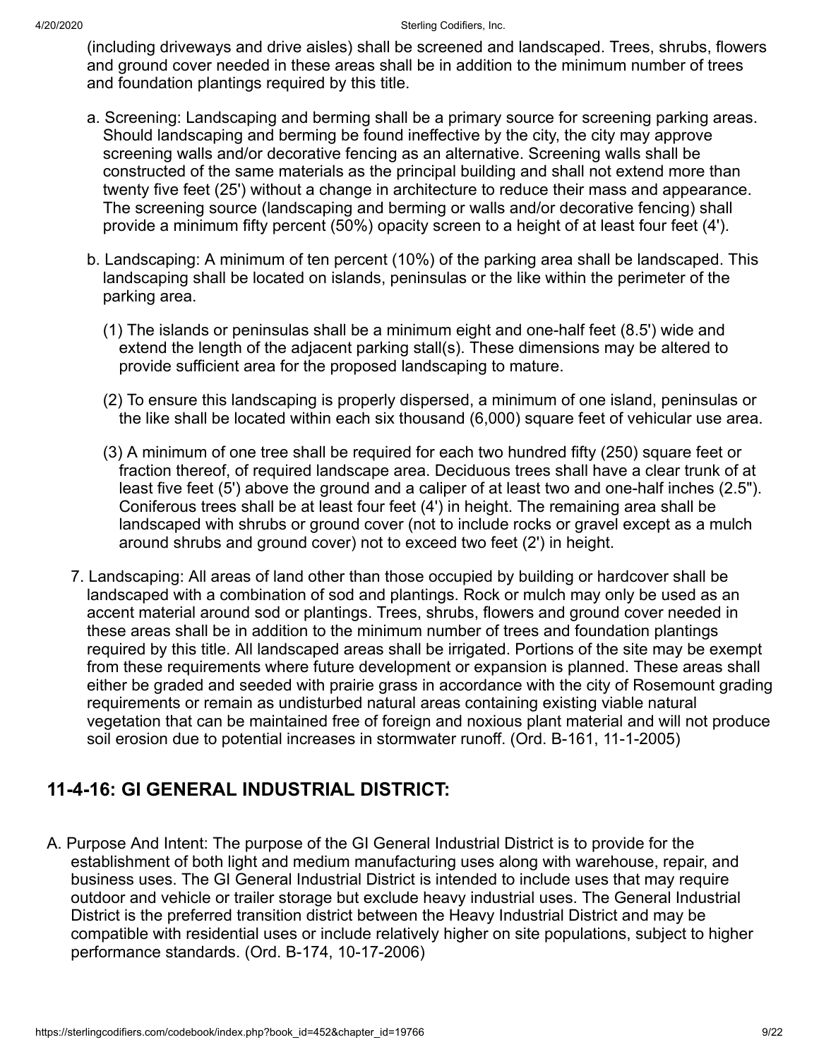(including driveways and drive aisles) shall be screened and landscaped. Trees, shrubs, flowers and ground cover needed in these areas shall be in addition to the minimum number of trees and foundation plantings required by this title.

a. Screening: Landscaping and berming shall be a primary source for screening parking areas. Should landscaping and berming be found ineffective by the city, the city may approve screening walls and/or decorative fencing as an alternative. Screening walls shall be constructed of the same materials as the principal building and shall not extend more than twenty five feet (25') without a change in architecture to reduce their mass and appearance. The screening source (landscaping and berming or walls and/or decorative fencing) shall provide a minimum fifty percent (50%) opacity screen to a height of at least four feet (4').

b. Landscaping: A minimum of ten percent (10%) of the parking area shall be landscaped. This landscaping shall be located on islands, peninsulas or the like within the perimeter of the parking area.

(1) The islands or peninsulas shall be a minimum eight and one-half feet (8.5') wide and extend the length of the adjacent parking stall(s). These dimensions may be altered to provide sufficient area for the proposed landscaping to mature.

(2) To ensure this landscaping is properly dispersed, a minimum of one island, peninsulas or the like shall be located within each six thousand (6,000) square feet of vehicular use area.

(3) A minimum of one tree shall be required for each two hundred fifty (250) square feet or fraction thereof, of required landscape area. Deciduous trees shall have a clear trunk of at least five feet (5') above the ground and a caliper of at least two and one-half inches (2.5"). Coniferous trees shall be at least four feet (4') in height. The remaining area shall be landscaped with shrubs or ground cover (not to include rocks or gravel except as a mulch around shrubs and ground cover) not to exceed two feet (2') in height.

7. Landscaping: All areas of land other than those occupied by building or hardcover shall be landscaped with a combination of sod and plantings. Rock or mulch may only be used as an accent material around sod or plantings. Trees, shrubs, flowers and ground cover needed in these areas shall be in addition to the minimum number of trees and foundation plantings required by this title. All landscaped areas shall be irrigated. Portions of the site may be exempt from these requirements where future development or expansion is planned. These areas shall either be graded and seeded with prairie grass in accordance with the city of Rosemount grading requirements or remain as undisturbed natural areas containing existing viable natural vegetation that can be maintained free of foreign and noxious plant material and will not produce soil erosion due to potential increases in stormwater runoff. (Ord. B-161, 11-1-2005)

## 11-4-16: GI GENERAL INDUSTRIAL DISTRICT:

A. Purpose And Intent: The purpose of the GI General Industrial District is to provide for the establishment of both light and medium manufacturing uses along with warehouse, repair, and business uses. The GI General Industrial District is intended to include uses that may require outdoor and vehicle or trailer storage but exclude heavy industrial uses. The General Industrial District is the preferred transition district between the Heavy Industrial District and may be compatible with residential uses or include relatively higher on site populations, subject to higher performance standards. (Ord. B-174, 10-17-2006)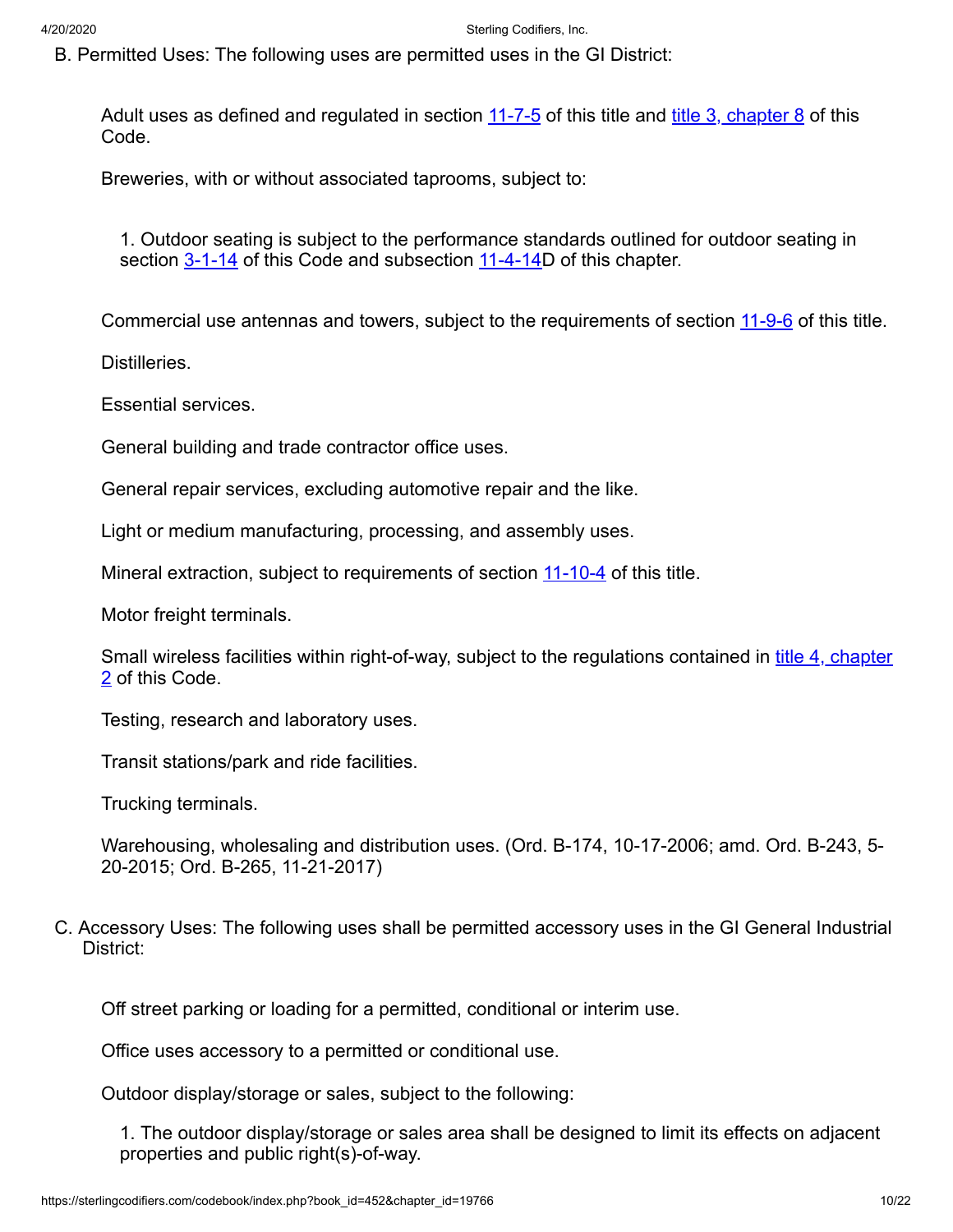B. Permitted Uses: The following uses are permitted uses in the GI District:

Adult uses as defined and regulated in section 11-7-5 of this title and title 3, chapter 8 of this Code.

Breweries, with or without associated taprooms, subject to:

1. Outdoor seating is subject to the performance standards outlined for outdoor seating in section 3-1-14 of this Code and subsection 11-4-14D of this chapter.

Commercial use antennas and towers, subject to the requirements of section 11-9-6 of this title.

Distilleries.

Essential services.

General building and trade contractor office uses.

General repair services, excluding automotive repair and the like.

Light or medium manufacturing, processing, and assembly uses.

Mineral extraction, subject to requirements of section 11-10-4 of this title.

Motor freight terminals.

Small wireless facilities within right-of-way, subject to the regulations contained in title 4, chapter 2 of this Code.

Testing, research and laboratory uses.

Transit stations/park and ride facilities.

Trucking terminals.

Warehousing, wholesaling and distribution uses. (Ord. B-174, 10-17-2006; amd. Ord. B-243, 5-20-2015; Ord. B-265, 11-21-2017)

C. Accessory Uses: The following uses shall be permitted accessory uses in the GI General Industrial District:

Off street parking or loading for a permitted, conditional or interim use.

Office uses accessory to a permitted or conditional use.

Outdoor display/storage or sales, subject to the following:

1. The outdoor display/storage or sales area shall be designed to limit its effects on adjacent properties and public right(s)-of-way.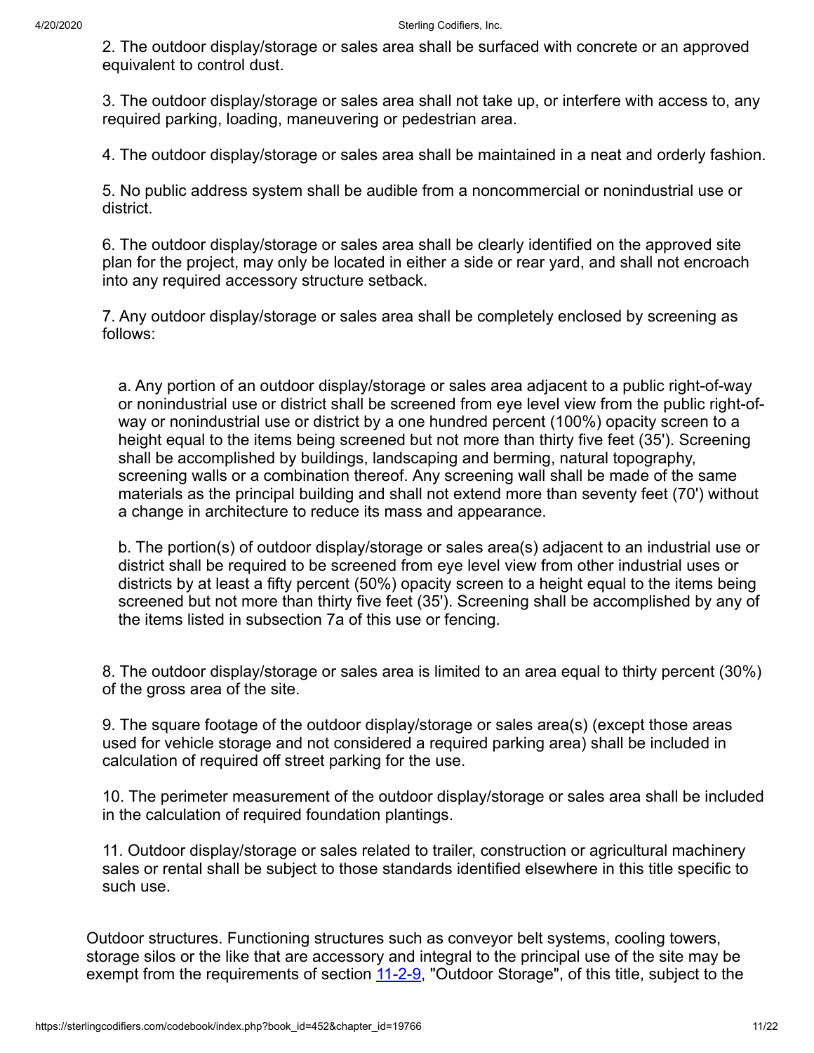2. The outdoor display/storage or sales area shall be surfaced with concrete or an approved equivalent to control dust.

3. The outdoor display/storage or sales area shall not take up, or interfere with access to, any required parking, loading, maneuvering or pedestrian area.

4. The outdoor display/storage or sales area shall be maintained in a neat and orderly fashion.

5. No public address system shall be audible from a noncommercial or nonindustrial use or district.

6. The outdoor display/storage or sales area shall be clearly identified on the approved site plan for the project, may only be located in either a side or rear yard, and shall not encroach into any required accessory structure setback.

7. Any outdoor display/storage or sales area shall be completely enclosed by screening as follows:

   a. Any portion of an outdoor display/storage or sales area adjacent to a public right-of-way or nonindustrial use or district shall be screened from eye level view from the public right-of-way or nonindustrial use or district by a one hundred percent (100%) opacity screen to a height equal to the items being screened but not more than thirty five feet (35'). Screening shall be accomplished by buildings, landscaping and berming, natural topography, screening walls or a combination thereof. Any screening wall shall be made of the same materials as the principal building and shall not extend more than seventy feet (70') without a change in architecture to reduce its mass and appearance.

   b. The portion(s) of outdoor display/storage or sales area(s) adjacent to an industrial use or district shall be required to be screened from eye level view from other industrial uses or districts by at least a fifty percent (50%) opacity screen to a height equal to the items being screened but not more than thirty five feet (35'). Screening shall be accomplished by any of the items listed in subsection 7a of this use or fencing.

8. The outdoor display/storage or sales area is limited to an area equal to thirty percent (30%) of the gross area of the site.

9. The square footage of the outdoor display/storage or sales area(s) (except those areas used for vehicle storage and not considered a required parking area) shall be included in calculation of required off street parking for the use.

10. The perimeter measurement of the outdoor display/storage or sales area shall be included in the calculation of required foundation plantings.

11. Outdoor display/storage or sales related to trailer, construction or agricultural machinery sales or rental shall be subject to those standards identified elsewhere in this title specific to such use.

Outdoor structures. Functioning structures such as conveyor belt systems, cooling towers, storage silos or the like that are accessory and integral to the principal use of the site may be exempt from the requirements of section 11-2-9, "Outdoor Storage", of this title, subject to the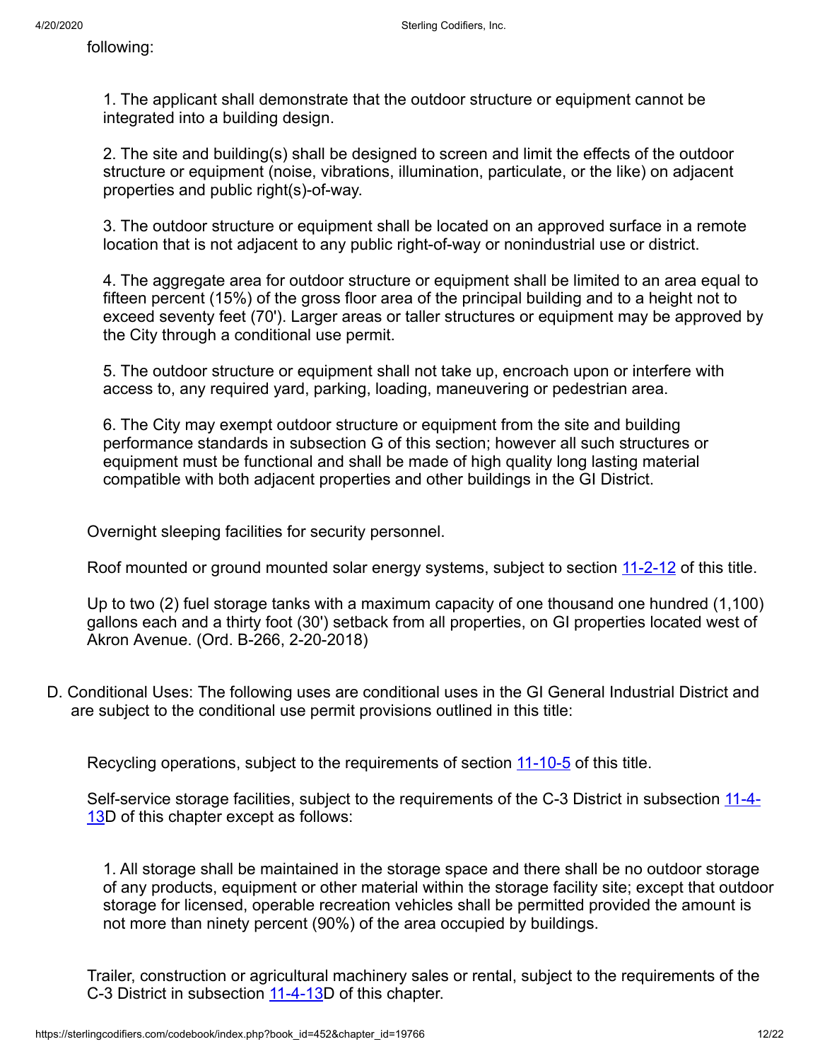following:

1. The applicant shall demonstrate that the outdoor structure or equipment cannot be integrated into a building design.

2. The site and building(s) shall be designed to screen and limit the effects of the outdoor structure or equipment (noise, vibrations, illumination, particulate, or the like) on adjacent properties and public right(s)-of-way.

3. The outdoor structure or equipment shall be located on an approved surface in a remote location that is not adjacent to any public right-of-way or nonindustrial use or district.

4. The aggregate area for outdoor structure or equipment shall be limited to an area equal to fifteen percent (15%) of the gross floor area of the principal building and to a height not to exceed seventy feet (70'). Larger areas or taller structures or equipment may be approved by the City through a conditional use permit.

5. The outdoor structure or equipment shall not take up, encroach upon or interfere with access to, any required yard, parking, loading, maneuvering or pedestrian area.

6. The City may exempt outdoor structure or equipment from the site and building performance standards in subsection G of this section; however all such structures or equipment must be functional and shall be made of high quality long lasting material compatible with both adjacent properties and other buildings in the GI District.

Overnight sleeping facilities for security personnel.

Roof mounted or ground mounted solar energy systems, subject to section 11-2-12 of this title.

Up to two (2) fuel storage tanks with a maximum capacity of one thousand one hundred (1,100) gallons each and a thirty foot (30') setback from all properties, on GI properties located west of Akron Avenue. (Ord. B-266, 2-20-2018)

D. Conditional Uses: The following uses are conditional uses in the GI General Industrial District and are subject to the conditional use permit provisions outlined in this title:

Recycling operations, subject to the requirements of section 11-10-5 of this title.

Self-service storage facilities, subject to the requirements of the C-3 District in subsection 11-4-13D of this chapter except as follows:

1. All storage shall be maintained in the storage space and there shall be no outdoor storage of any products, equipment or other material within the storage facility site; except that outdoor storage for licensed, operable recreation vehicles shall be permitted provided the amount is not more than ninety percent (90%) of the area occupied by buildings.

Trailer, construction or agricultural machinery sales or rental, subject to the requirements of the C-3 District in subsection 11-4-13D of this chapter.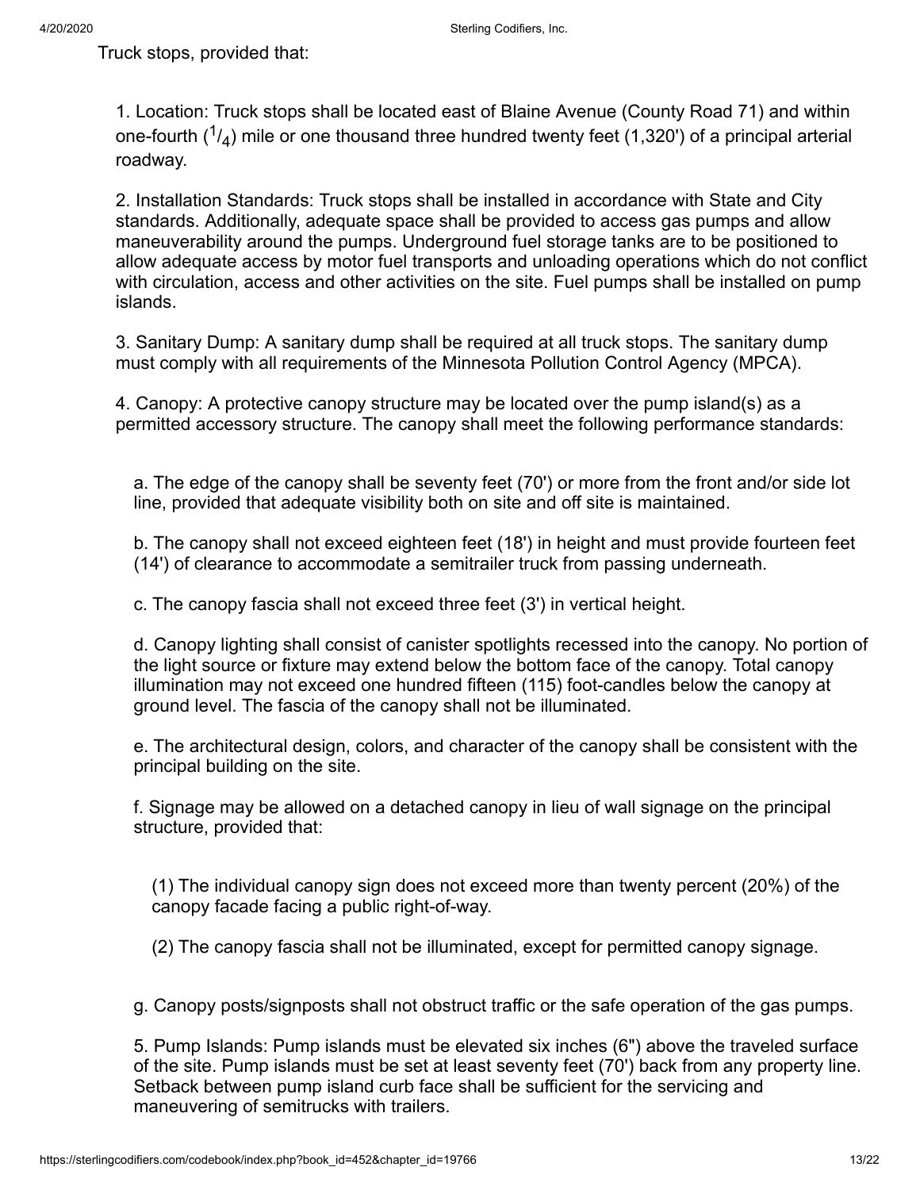Truck stops, provided that:

1. Location: Truck stops shall be located east of Blaine Avenue (County Road 71) and within one-fourth ($^1/_4$) mile or one thousand three hundred twenty feet (1,320') of a principal arterial roadway.

2. Installation Standards: Truck stops shall be installed in accordance with State and City standards. Additionally, adequate space shall be provided to access gas pumps and allow maneuverability around the pumps. Underground fuel storage tanks are to be positioned to allow adequate access by motor fuel transports and unloading operations which do not conflict with circulation, access and other activities on the site. Fuel pumps shall be installed on pump islands.

3. Sanitary Dump: A sanitary dump shall be required at all truck stops. The sanitary dump must comply with all requirements of the Minnesota Pollution Control Agency (MPCA).

4. Canopy: A protective canopy structure may be located over the pump island(s) as a permitted accessory structure. The canopy shall meet the following performance standards:

a. The edge of the canopy shall be seventy feet (70') or more from the front and/or side lot line, provided that adequate visibility both on site and off site is maintained.

b. The canopy shall not exceed eighteen feet (18') in height and must provide fourteen feet (14') of clearance to accommodate a semitrailer truck from passing underneath.

c. The canopy fascia shall not exceed three feet (3') in vertical height.

d. Canopy lighting shall consist of canister spotlights recessed into the canopy. No portion of the light source or fixture may extend below the bottom face of the canopy. Total canopy illumination may not exceed one hundred fifteen (115) foot-candles below the canopy at ground level. The fascia of the canopy shall not be illuminated.

e. The architectural design, colors, and character of the canopy shall be consistent with the principal building on the site.

f. Signage may be allowed on a detached canopy in lieu of wall signage on the principal structure, provided that:

(1) The individual canopy sign does not exceed more than twenty percent (20%) of the canopy facade facing a public right-of-way.

(2) The canopy fascia shall not be illuminated, except for permitted canopy signage.

g. Canopy posts/signposts shall not obstruct traffic or the safe operation of the gas pumps.

5. Pump Islands: Pump islands must be elevated six inches (6") above the traveled surface of the site. Pump islands must be set at least seventy feet (70') back from any property line. Setback between pump island curb face shall be sufficient for the servicing and maneuvering of semitrucks with trailers.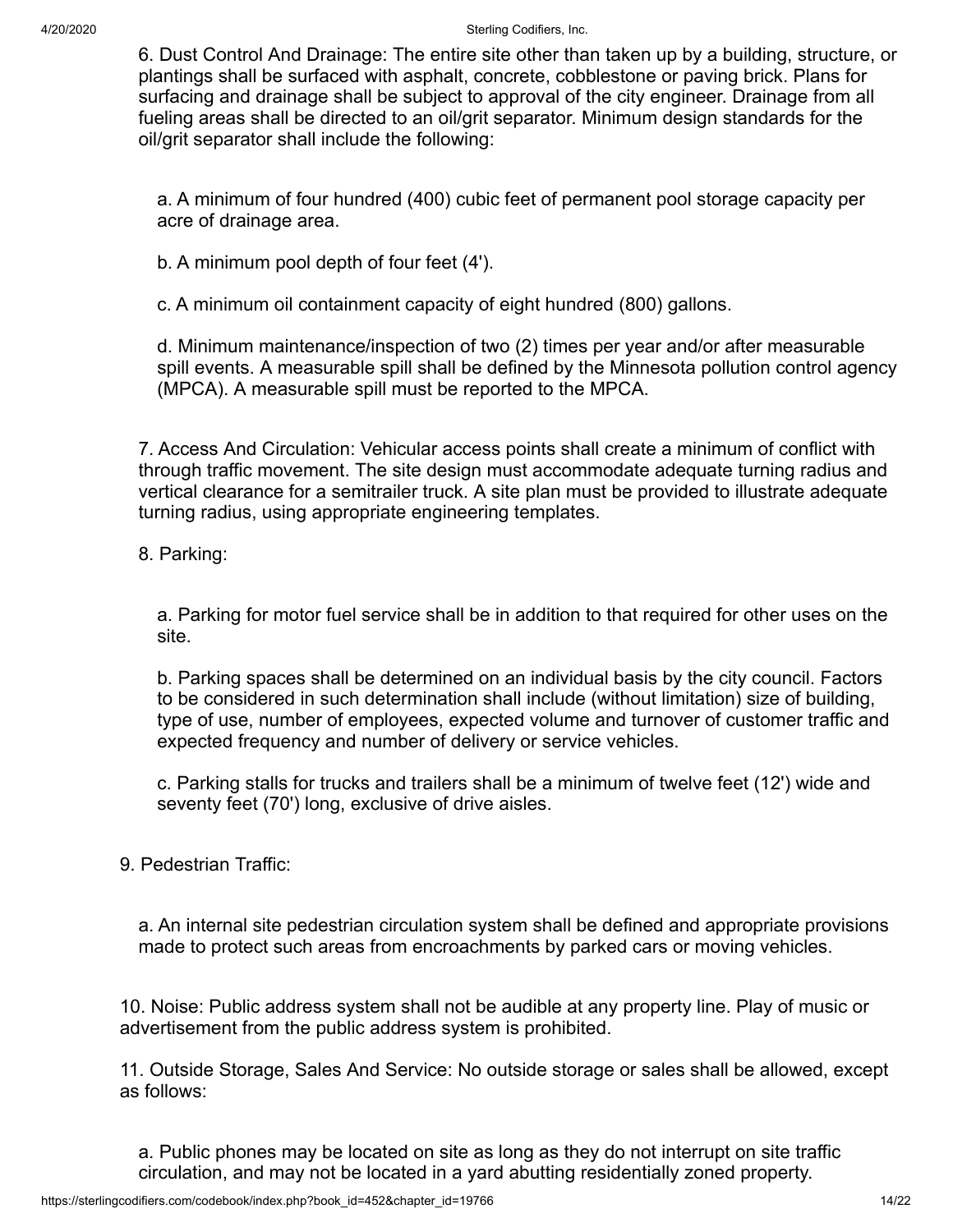6. Dust Control And Drainage: The entire site other than taken up by a building, structure, or plantings shall be surfaced with asphalt, concrete, cobblestone or paving brick. Plans for surfacing and drainage shall be subject to approval of the city engineer. Drainage from all fueling areas shall be directed to an oil/grit separator. Minimum design standards for the oil/grit separator shall include the following:

a. A minimum of four hundred (400) cubic feet of permanent pool storage capacity per acre of drainage area.

b. A minimum pool depth of four feet (4').

c. A minimum oil containment capacity of eight hundred (800) gallons.

d. Minimum maintenance/inspection of two (2) times per year and/or after measurable spill events. A measurable spill shall be defined by the Minnesota pollution control agency (MPCA). A measurable spill must be reported to the MPCA.

7. Access And Circulation: Vehicular access points shall create a minimum of conflict with through traffic movement. The site design must accommodate adequate turning radius and vertical clearance for a semitrailer truck. A site plan must be provided to illustrate adequate turning radius, using appropriate engineering templates.

8. Parking:

a. Parking for motor fuel service shall be in addition to that required for other uses on the site.

b. Parking spaces shall be determined on an individual basis by the city council. Factors to be considered in such determination shall include (without limitation) size of building, type of use, number of employees, expected volume and turnover of customer traffic and expected frequency and number of delivery or service vehicles.

c. Parking stalls for trucks and trailers shall be a minimum of twelve feet (12') wide and seventy feet (70') long, exclusive of drive aisles.

9. Pedestrian Traffic:

a. An internal site pedestrian circulation system shall be defined and appropriate provisions made to protect such areas from encroachments by parked cars or moving vehicles.

10. Noise: Public address system shall not be audible at any property line. Play of music or advertisement from the public address system is prohibited.

11. Outside Storage, Sales And Service: No outside storage or sales shall be allowed, except as follows:

a. Public phones may be located on site as long as they do not interrupt on site traffic circulation, and may not be located in a yard abutting residentially zoned property.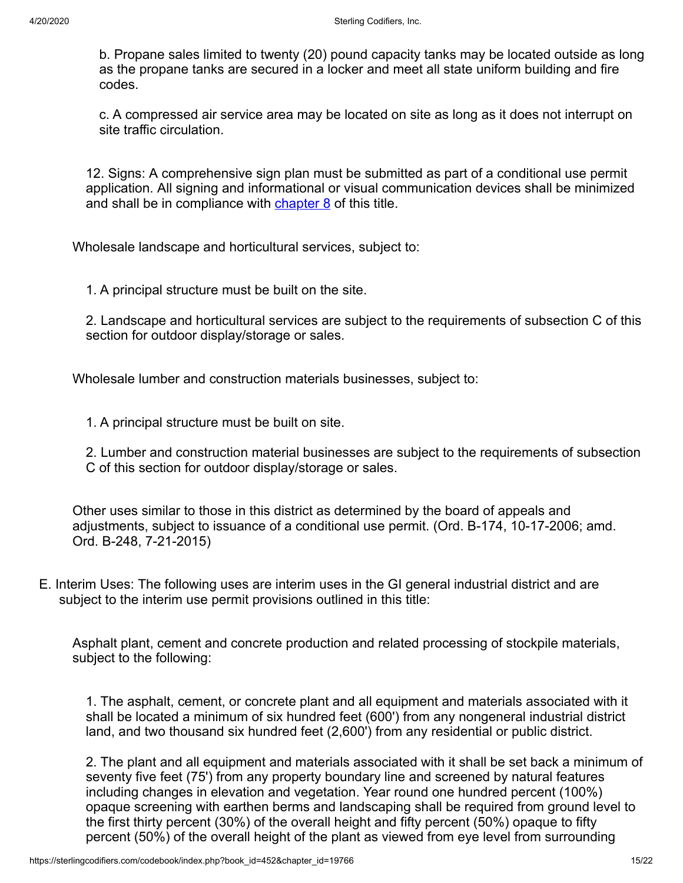b. Propane sales limited to twenty (20) pound capacity tanks may be located outside as long as the propane tanks are secured in a locker and meet all state uniform building and fire codes.

c. A compressed air service area may be located on site as long as it does not interrupt on site traffic circulation.

12. Signs: A comprehensive sign plan must be submitted as part of a conditional use permit application. All signing and informational or visual communication devices shall be minimized and shall be in compliance with chapter 8 of this title.

Wholesale landscape and horticultural services, subject to:

1. A principal structure must be built on the site.

2. Landscape and horticultural services are subject to the requirements of subsection C of this section for outdoor display/storage or sales.

Wholesale lumber and construction materials businesses, subject to:

1. A principal structure must be built on site.

2. Lumber and construction material businesses are subject to the requirements of subsection C of this section for outdoor display/storage or sales.

Other uses similar to those in this district as determined by the board of appeals and adjustments, subject to issuance of a conditional use permit. (Ord. B-174, 10-17-2006; amd. Ord. B-248, 7-21-2015)

E. Interim Uses: The following uses are interim uses in the GI general industrial district and are subject to the interim use permit provisions outlined in this title:

Asphalt plant, cement and concrete production and related processing of stockpile materials, subject to the following:

1. The asphalt, cement, or concrete plant and all equipment and materials associated with it shall be located a minimum of six hundred feet (600') from any nongeneral industrial district land, and two thousand six hundred feet (2,600') from any residential or public district.

2. The plant and all equipment and materials associated with it shall be set back a minimum of seventy five feet (75') from any property boundary line and screened by natural features including changes in elevation and vegetation. Year round one hundred percent (100%) opaque screening with earthen berms and landscaping shall be required from ground level to the first thirty percent (30%) of the overall height and fifty percent (50%) opaque to fifty percent (50%) of the overall height of the plant as viewed from eye level from surrounding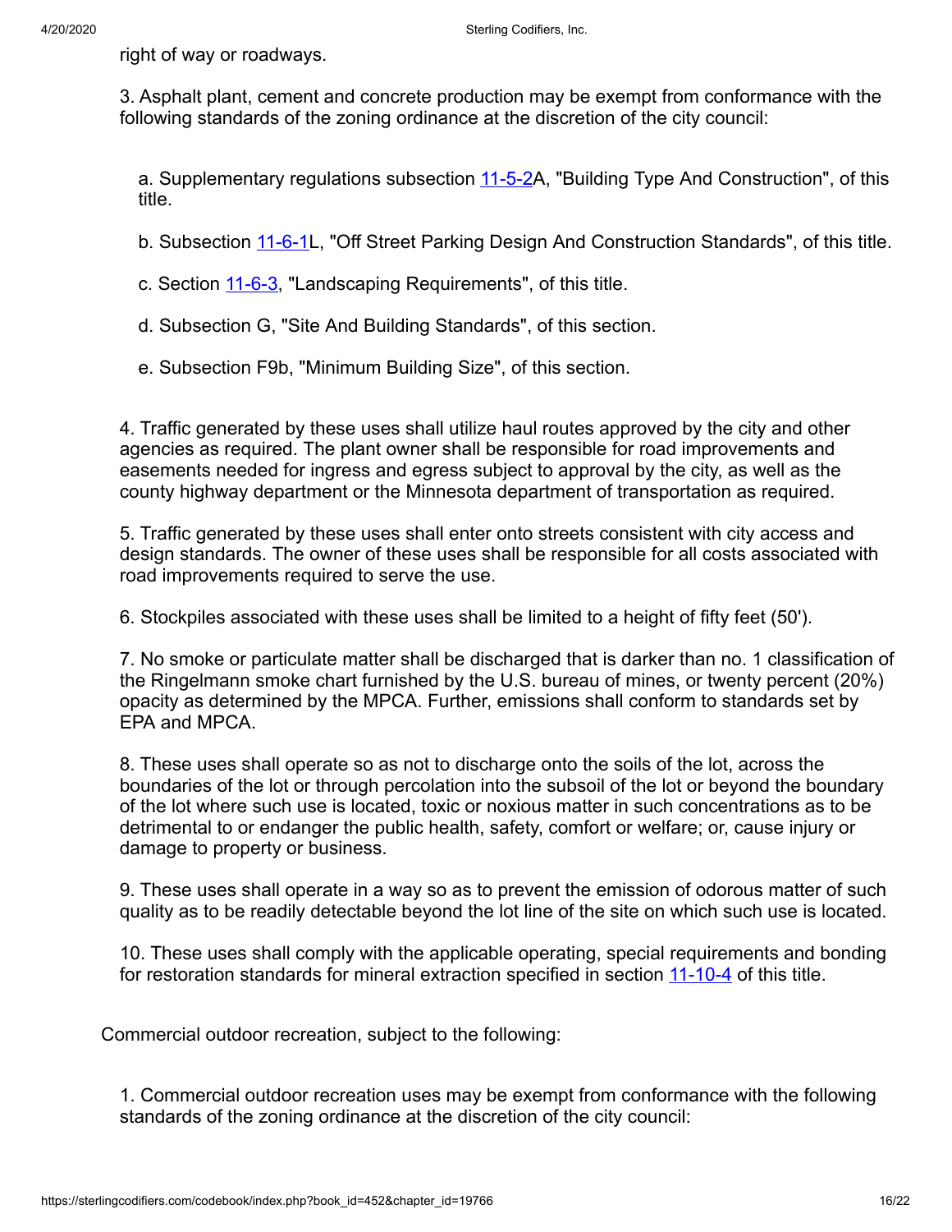right of way or roadways.

3. Asphalt plant, cement and concrete production may be exempt from conformance with the following standards of the zoning ordinance at the discretion of the city council:

a. Supplementary regulations subsection 11-5-2A, "Building Type And Construction", of this title.

b. Subsection 11-6-1L, "Off Street Parking Design And Construction Standards", of this title.

c. Section 11-6-3, "Landscaping Requirements", of this title.

d. Subsection G, "Site And Building Standards", of this section.

e. Subsection F9b, "Minimum Building Size", of this section.

4. Traffic generated by these uses shall utilize haul routes approved by the city and other agencies as required. The plant owner shall be responsible for road improvements and easements needed for ingress and egress subject to approval by the city, as well as the county highway department or the Minnesota department of transportation as required.

5. Traffic generated by these uses shall enter onto streets consistent with city access and design standards. The owner of these uses shall be responsible for all costs associated with road improvements required to serve the use.

6. Stockpiles associated with these uses shall be limited to a height of fifty feet (50').

7. No smoke or particulate matter shall be discharged that is darker than no. 1 classification of the Ringelmann smoke chart furnished by the U.S. bureau of mines, or twenty percent (20%) opacity as determined by the MPCA. Further, emissions shall conform to standards set by EPA and MPCA.

8. These uses shall operate so as not to discharge onto the soils of the lot, across the boundaries of the lot or through percolation into the subsoil of the lot or beyond the boundary of the lot where such use is located, toxic or noxious matter in such concentrations as to be detrimental to or endanger the public health, safety, comfort or welfare; or, cause injury or damage to property or business.

9. These uses shall operate in a way so as to prevent the emission of odorous matter of such quality as to be readily detectable beyond the lot line of the site on which such use is located.

10. These uses shall comply with the applicable operating, special requirements and bonding for restoration standards for mineral extraction specified in section 11-10-4 of this title.

Commercial outdoor recreation, subject to the following:

1. Commercial outdoor recreation uses may be exempt from conformance with the following standards of the zoning ordinance at the discretion of the city council: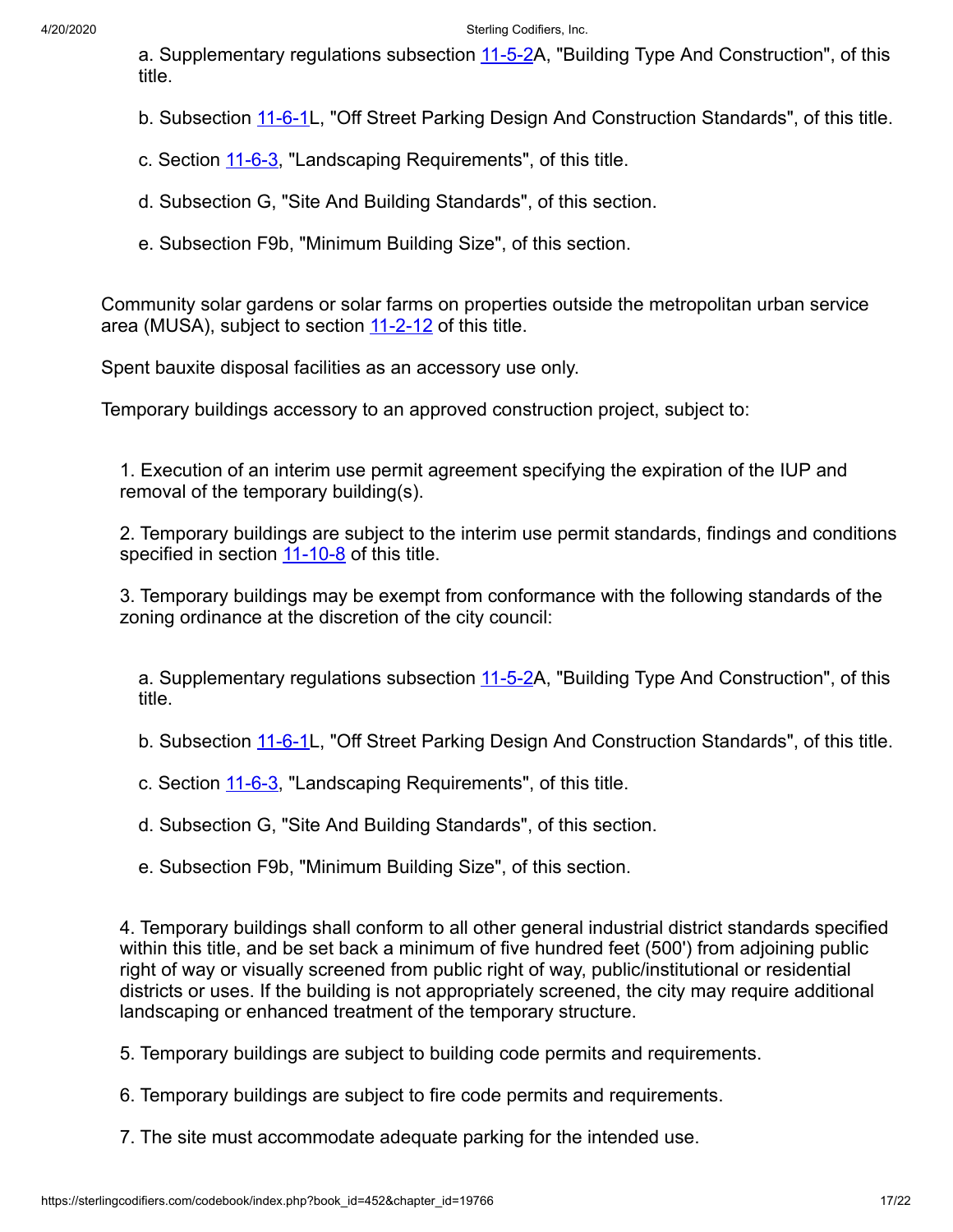a. Supplementary regulations subsection 11-5-2A, "Building Type And Construction", of this title.

b. Subsection 11-6-1L, "Off Street Parking Design And Construction Standards", of this title.

c. Section 11-6-3, "Landscaping Requirements", of this title.

d. Subsection G, "Site And Building Standards", of this section.

e. Subsection F9b, "Minimum Building Size", of this section.

Community solar gardens or solar farms on properties outside the metropolitan urban service area (MUSA), subject to section 11-2-12 of this title.

Spent bauxite disposal facilities as an accessory use only.

Temporary buildings accessory to an approved construction project, subject to:

1. Execution of an interim use permit agreement specifying the expiration of the IUP and removal of the temporary building(s).

2. Temporary buildings are subject to the interim use permit standards, findings and conditions specified in section 11-10-8 of this title.

3. Temporary buildings may be exempt from conformance with the following standards of the zoning ordinance at the discretion of the city council:

a. Supplementary regulations subsection 11-5-2A, "Building Type And Construction", of this title.

b. Subsection 11-6-1L, "Off Street Parking Design And Construction Standards", of this title.

c. Section 11-6-3, "Landscaping Requirements", of this title.

d. Subsection G, "Site And Building Standards", of this section.

e. Subsection F9b, "Minimum Building Size", of this section.

4. Temporary buildings shall conform to all other general industrial district standards specified within this title, and be set back a minimum of five hundred feet (500') from adjoining public right of way or visually screened from public right of way, public/institutional or residential districts or uses. If the building is not appropriately screened, the city may require additional landscaping or enhanced treatment of the temporary structure.

5. Temporary buildings are subject to building code permits and requirements.

6. Temporary buildings are subject to fire code permits and requirements.

7. The site must accommodate adequate parking for the intended use.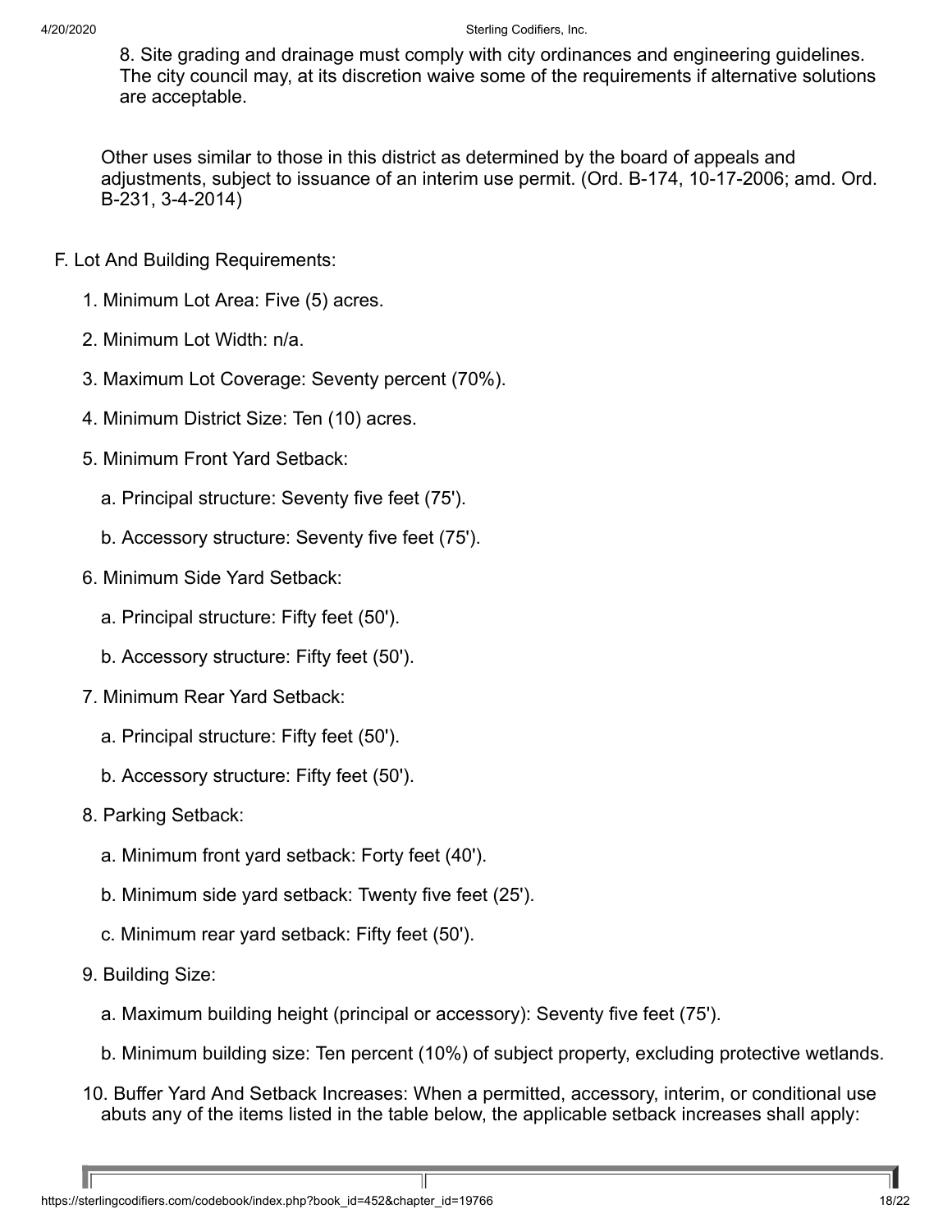8. Site grading and drainage must comply with city ordinances and engineering guidelines. The city council may, at its discretion waive some of the requirements if alternative solutions are acceptable.

Other uses similar to those in this district as determined by the board of appeals and adjustments, subject to issuance of an interim use permit. (Ord. B-174, 10-17-2006; amd. Ord. B-231, 3-4-2014)

F. Lot And Building Requirements:

1. Minimum Lot Area: Five (5) acres.

2. Minimum Lot Width: n/a.

3. Maximum Lot Coverage: Seventy percent (70%).

4. Minimum District Size: Ten (10) acres.

5. Minimum Front Yard Setback:

   a. Principal structure: Seventy five feet (75').

   b. Accessory structure: Seventy five feet (75').

6. Minimum Side Yard Setback:

   a. Principal structure: Fifty feet (50').

   b. Accessory structure: Fifty feet (50').

7. Minimum Rear Yard Setback:

   a. Principal structure: Fifty feet (50').

   b. Accessory structure: Fifty feet (50').

8. Parking Setback:

   a. Minimum front yard setback: Forty feet (40').

   b. Minimum side yard setback: Twenty five feet (25').

   c. Minimum rear yard setback: Fifty feet (50').

9. Building Size:

   a. Maximum building height (principal or accessory): Seventy five feet (75').

   b. Minimum building size: Ten percent (10%) of subject property, excluding protective wetlands.

10. Buffer Yard And Setback Increases: When a permitted, accessory, interim, or conditional use abuts any of the items listed in the table below, the applicable setback increases shall apply: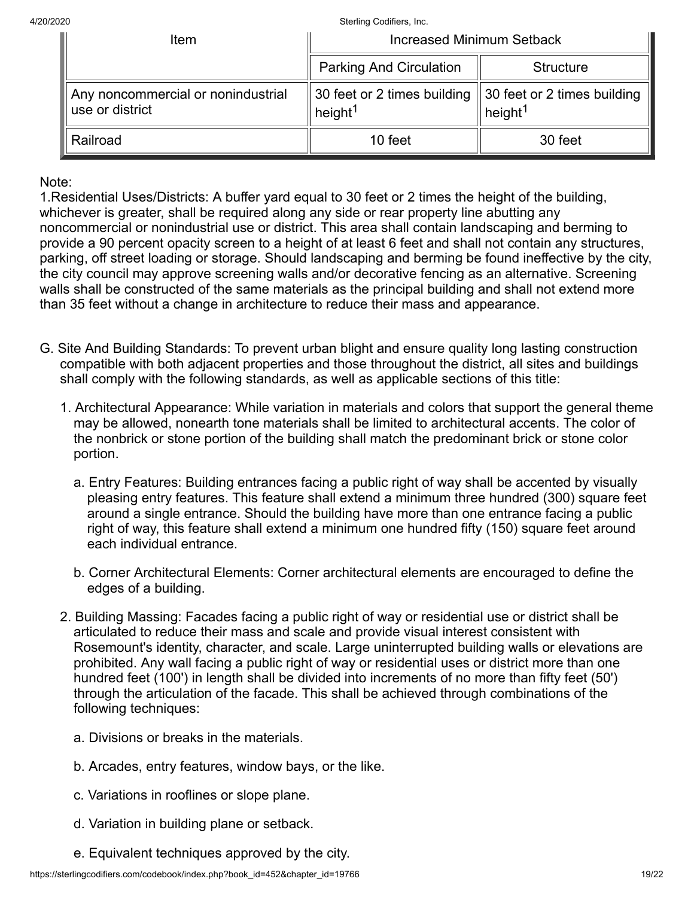| Item | Increased Minimum Setback | |
|---|---|---|
| | Parking And Circulation | Structure |
| Any noncommercial or nonindustrial use or district | 30 feet or 2 times building height[1] | 30 feet or 2 times building height[1] |
| Railroad | 10 feet | 30 feet |

Note:
1.Residential Uses/Districts: A buffer yard equal to 30 feet or 2 times the height of the building, whichever is greater, shall be required along any side or rear property line abutting any noncommercial or nonindustrial use or district. This area shall contain landscaping and berming to provide a 90 percent opacity screen to a height of at least 6 feet and shall not contain any structures, parking, off street loading or storage. Should landscaping and berming be found ineffective by the city, the city council may approve screening walls and/or decorative fencing as an alternative. Screening walls shall be constructed of the same materials as the principal building and shall not extend more than 35 feet without a change in architecture to reduce their mass and appearance.

G. Site And Building Standards: To prevent urban blight and ensure quality long lasting construction compatible with both adjacent properties and those throughout the district, all sites and buildings shall comply with the following standards, as well as applicable sections of this title:

1. Architectural Appearance: While variation in materials and colors that support the general theme may be allowed, nonearth tone materials shall be limited to architectural accents. The color of the nonbrick or stone portion of the building shall match the predominant brick or stone color portion.

   a. Entry Features: Building entrances facing a public right of way shall be accented by visually pleasing entry features. This feature shall extend a minimum three hundred (300) square feet around a single entrance. Should the building have more than one entrance facing a public right of way, this feature shall extend a minimum one hundred fifty (150) square feet around each individual entrance.

   b. Corner Architectural Elements: Corner architectural elements are encouraged to define the edges of a building.

2. Building Massing: Facades facing a public right of way or residential use or district shall be articulated to reduce their mass and scale and provide visual interest consistent with Rosemount's identity, character, and scale. Large uninterrupted building walls or elevations are prohibited. Any wall facing a public right of way or residential uses or district more than one hundred feet (100') in length shall be divided into increments of no more than fifty feet (50') through the articulation of the facade. This shall be achieved through combinations of the following techniques:

   a. Divisions or breaks in the materials.

   b. Arcades, entry features, window bays, or the like.

   c. Variations in rooflines or slope plane.

   d. Variation in building plane or setback.

   e. Equivalent techniques approved by the city.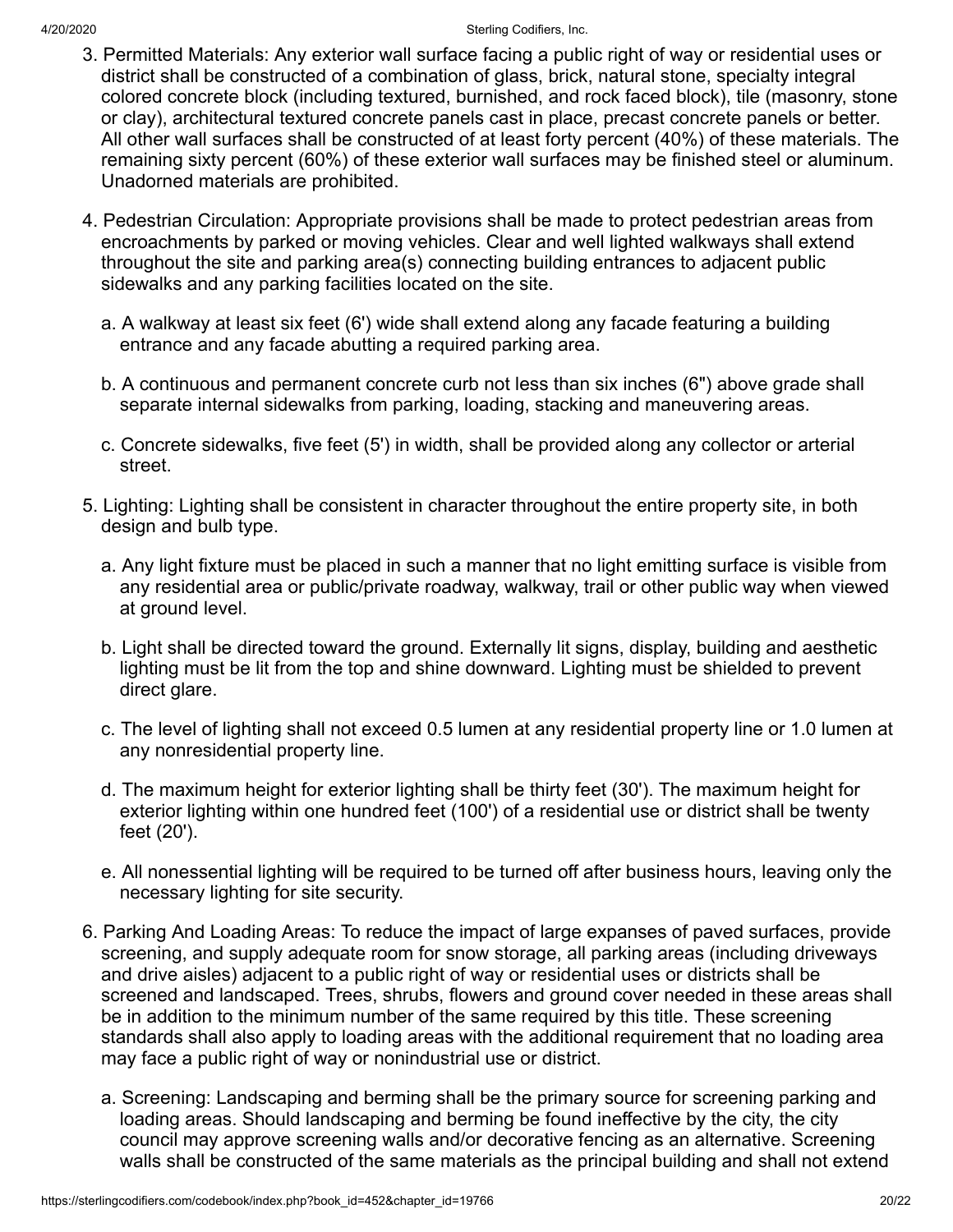3. Permitted Materials: Any exterior wall surface facing a public right of way or residential uses or district shall be constructed of a combination of glass, brick, natural stone, specialty integral colored concrete block (including textured, burnished, and rock faced block), tile (masonry, stone or clay), architectural textured concrete panels cast in place, precast concrete panels or better. All other wall surfaces shall be constructed of at least forty percent (40%) of these materials. The remaining sixty percent (60%) of these exterior wall surfaces may be finished steel or aluminum. Unadorned materials are prohibited.

4. Pedestrian Circulation: Appropriate provisions shall be made to protect pedestrian areas from encroachments by parked or moving vehicles. Clear and well lighted walkways shall extend throughout the site and parking area(s) connecting building entrances to adjacent public sidewalks and any parking facilities located on the site.

   a. A walkway at least six feet (6') wide shall extend along any facade featuring a building entrance and any facade abutting a required parking area.

   b. A continuous and permanent concrete curb not less than six inches (6") above grade shall separate internal sidewalks from parking, loading, stacking and maneuvering areas.

   c. Concrete sidewalks, five feet (5') in width, shall be provided along any collector or arterial street.

5. Lighting: Lighting shall be consistent in character throughout the entire property site, in both design and bulb type.

   a. Any light fixture must be placed in such a manner that no light emitting surface is visible from any residential area or public/private roadway, walkway, trail or other public way when viewed at ground level.

   b. Light shall be directed toward the ground. Externally lit signs, display, building and aesthetic lighting must be lit from the top and shine downward. Lighting must be shielded to prevent direct glare.

   c. The level of lighting shall not exceed 0.5 lumen at any residential property line or 1.0 lumen at any nonresidential property line.

   d. The maximum height for exterior lighting shall be thirty feet (30'). The maximum height for exterior lighting within one hundred feet (100') of a residential use or district shall be twenty feet (20').

   e. All nonessential lighting will be required to be turned off after business hours, leaving only the necessary lighting for site security.

6. Parking And Loading Areas: To reduce the impact of large expanses of paved surfaces, provide screening, and supply adequate room for snow storage, all parking areas (including driveways and drive aisles) adjacent to a public right of way or residential uses or districts shall be screened and landscaped. Trees, shrubs, flowers and ground cover needed in these areas shall be in addition to the minimum number of the same required by this title. These screening standards shall also apply to loading areas with the additional requirement that no loading area may face a public right of way or nonindustrial use or district.

   a. Screening: Landscaping and berming shall be the primary source for screening parking and loading areas. Should landscaping and berming be found ineffective by the city, the city council may approve screening walls and/or decorative fencing as an alternative. Screening walls shall be constructed of the same materials as the principal building and shall not extend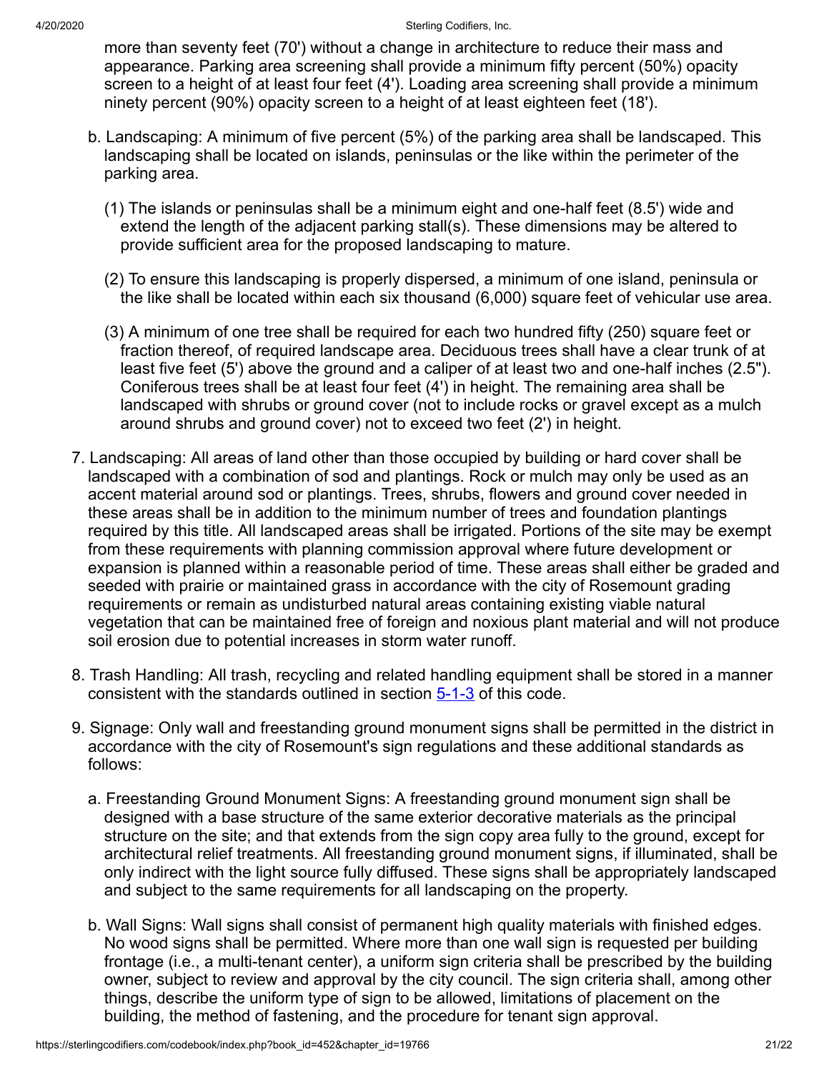more than seventy feet (70') without a change in architecture to reduce their mass and appearance. Parking area screening shall provide a minimum fifty percent (50%) opacity screen to a height of at least four feet (4'). Loading area screening shall provide a minimum ninety percent (90%) opacity screen to a height of at least eighteen feet (18').

b. Landscaping: A minimum of five percent (5%) of the parking area shall be landscaped. This landscaping shall be located on islands, peninsulas or the like within the perimeter of the parking area.

(1) The islands or peninsulas shall be a minimum eight and one-half feet (8.5') wide and extend the length of the adjacent parking stall(s). These dimensions may be altered to provide sufficient area for the proposed landscaping to mature.

(2) To ensure this landscaping is properly dispersed, a minimum of one island, peninsula or the like shall be located within each six thousand (6,000) square feet of vehicular use area.

(3) A minimum of one tree shall be required for each two hundred fifty (250) square feet or fraction thereof, of required landscape area. Deciduous trees shall have a clear trunk of at least five feet (5') above the ground and a caliper of at least two and one-half inches (2.5"). Coniferous trees shall be at least four feet (4') in height. The remaining area shall be landscaped with shrubs or ground cover (not to include rocks or gravel except as a mulch around shrubs and ground cover) not to exceed two feet (2') in height.

7. Landscaping: All areas of land other than those occupied by building or hard cover shall be landscaped with a combination of sod and plantings. Rock or mulch may only be used as an accent material around sod or plantings. Trees, shrubs, flowers and ground cover needed in these areas shall be in addition to the minimum number of trees and foundation plantings required by this title. All landscaped areas shall be irrigated. Portions of the site may be exempt from these requirements with planning commission approval where future development or expansion is planned within a reasonable period of time. These areas shall either be graded and seeded with prairie or maintained grass in accordance with the city of Rosemount grading requirements or remain as undisturbed natural areas containing existing viable natural vegetation that can be maintained free of foreign and noxious plant material and will not produce soil erosion due to potential increases in storm water runoff.

8. Trash Handling: All trash, recycling and related handling equipment shall be stored in a manner consistent with the standards outlined in section 5-1-3 of this code.

9. Signage: Only wall and freestanding ground monument signs shall be permitted in the district in accordance with the city of Rosemount's sign regulations and these additional standards as follows:

a. Freestanding Ground Monument Signs: A freestanding ground monument sign shall be designed with a base structure of the same exterior decorative materials as the principal structure on the site; and that extends from the sign copy area fully to the ground, except for architectural relief treatments. All freestanding ground monument signs, if illuminated, shall be only indirect with the light source fully diffused. These signs shall be appropriately landscaped and subject to the same requirements for all landscaping on the property.

b. Wall Signs: Wall signs shall consist of permanent high quality materials with finished edges. No wood signs shall be permitted. Where more than one wall sign is requested per building frontage (i.e., a multi-tenant center), a uniform sign criteria shall be prescribed by the building owner, subject to review and approval by the city council. The sign criteria shall, among other things, describe the uniform type of sign to be allowed, limitations of placement on the building, the method of fastening, and the procedure for tenant sign approval.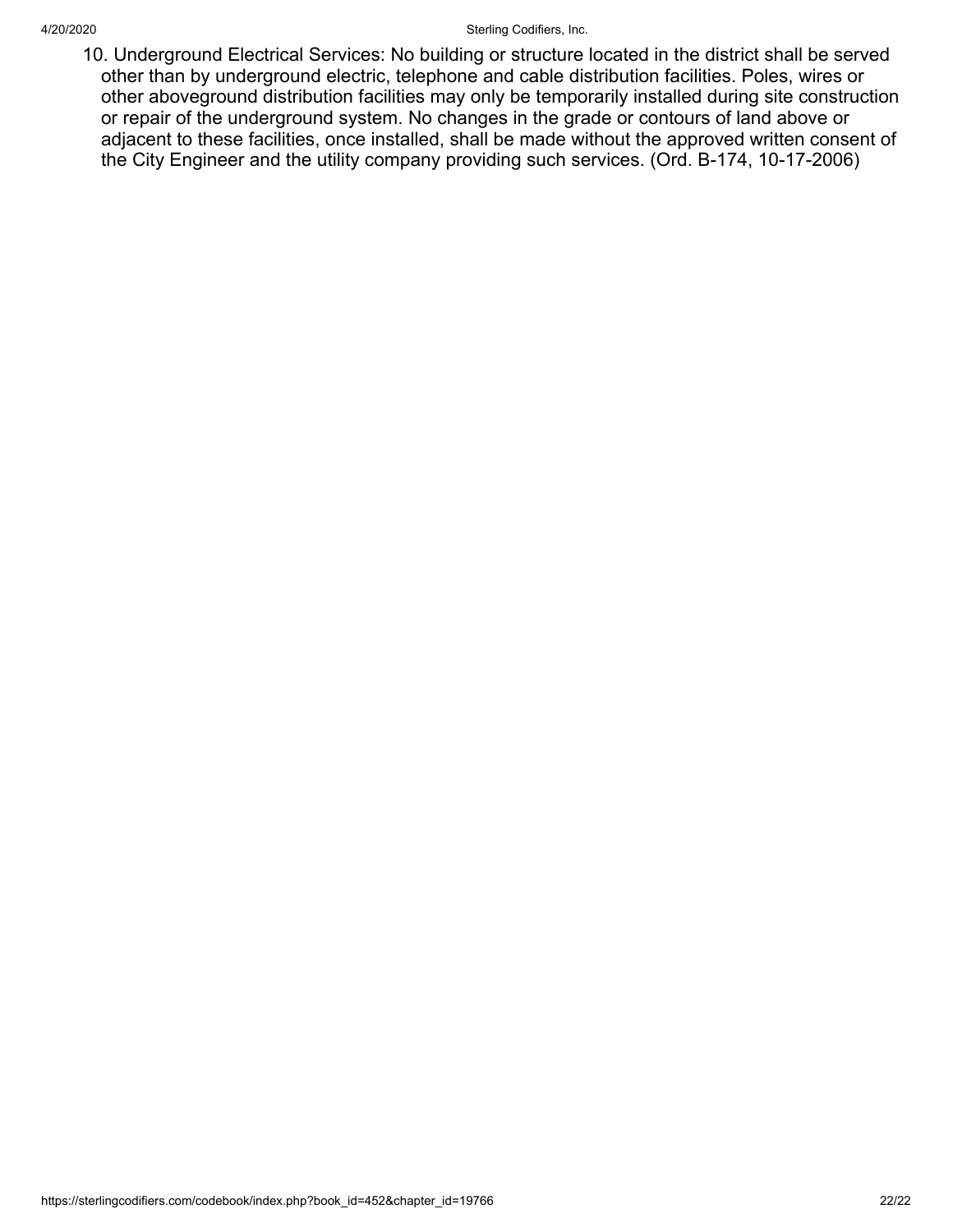10. Underground Electrical Services: No building or structure located in the district shall be served other than by underground electric, telephone and cable distribution facilities. Poles, wires or other aboveground distribution facilities may only be temporarily installed during site construction or repair of the underground system. No changes in the grade or contours of land above or adjacent to these facilities, once installed, shall be made without the approved written consent of the City Engineer and the utility company providing such services. (Ord. B-174, 10-17-2006)